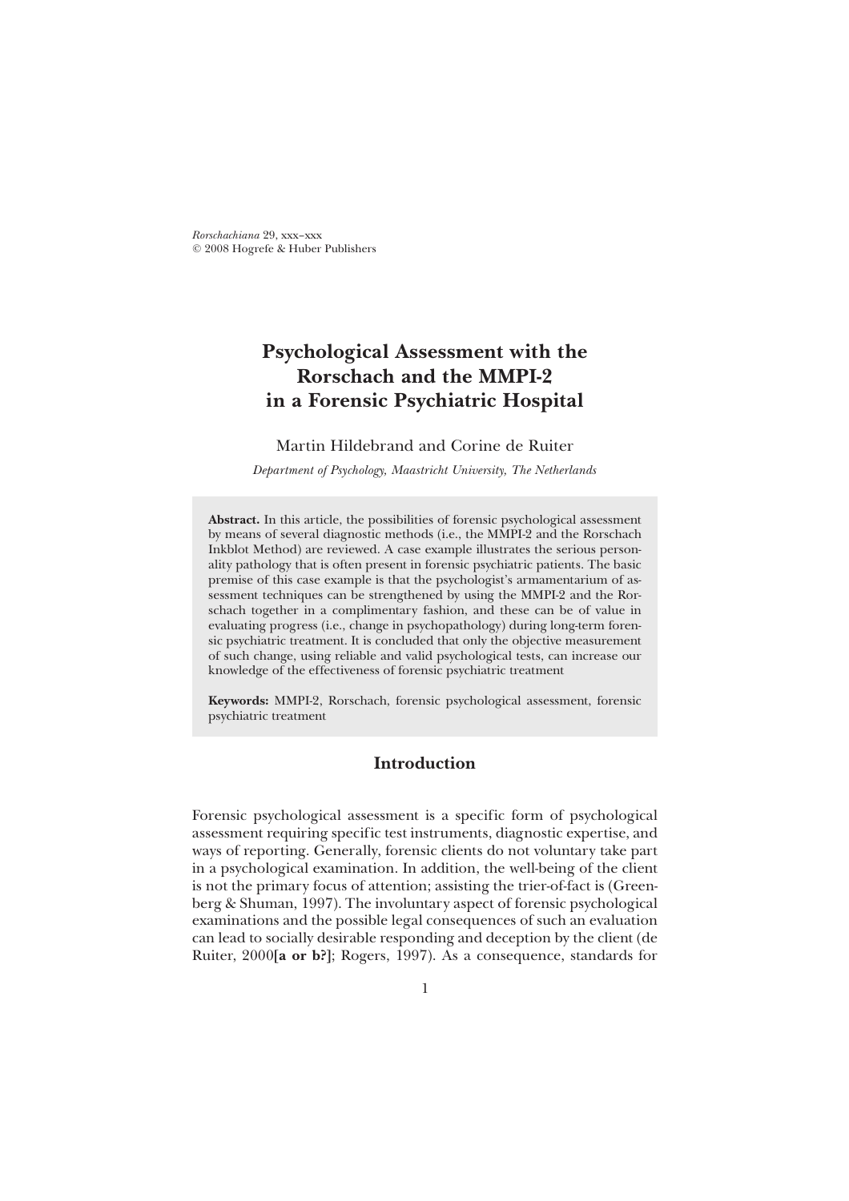*Rorschachiana* 29, xxx–xxx
© 2008 Hogrefe & Huber Publishers

# Psychological Assessment with the Rorschach and the MMPI-2 in a Forensic Psychiatric Hospital

Martin Hildebrand and Corine de Ruiter

*Department of Psychology, Maastricht University, The Netherlands*

**Abstract.** In this article, the possibilities of forensic psychological assessment by means of several diagnostic methods (i.e., the MMPI-2 and the Rorschach Inkblot Method) are reviewed. A case example illustrates the serious personality pathology that is often present in forensic psychiatric patients. The basic premise of this case example is that the psychologist's armamentarium of assessment techniques can be strengthened by using the MMPI-2 and the Rorschach together in a complimentary fashion, and these can be of value in evaluating progress (i.e., change in psychopathology) during long-term forensic psychiatric treatment. It is concluded that only the objective measurement of such change, using reliable and valid psychological tests, can increase our knowledge of the effectiveness of forensic psychiatric treatment

**Keywords:** MMPI-2, Rorschach, forensic psychological assessment, forensic psychiatric treatment

## Introduction

Forensic psychological assessment is a specific form of psychological assessment requiring specific test instruments, diagnostic expertise, and ways of reporting. Generally, forensic clients do not voluntary take part in a psychological examination. In addition, the well-being of the client is not the primary focus of attention; assisting the trier-of-fact is (Greenberg & Shuman, 1997). The involuntary aspect of forensic psychological examinations and the possible legal consequences of such an evaluation can lead to socially desirable responding and deception by the client (de Ruiter, 2000**[a or b?]**; Rogers, 1997). As a consequence, standards for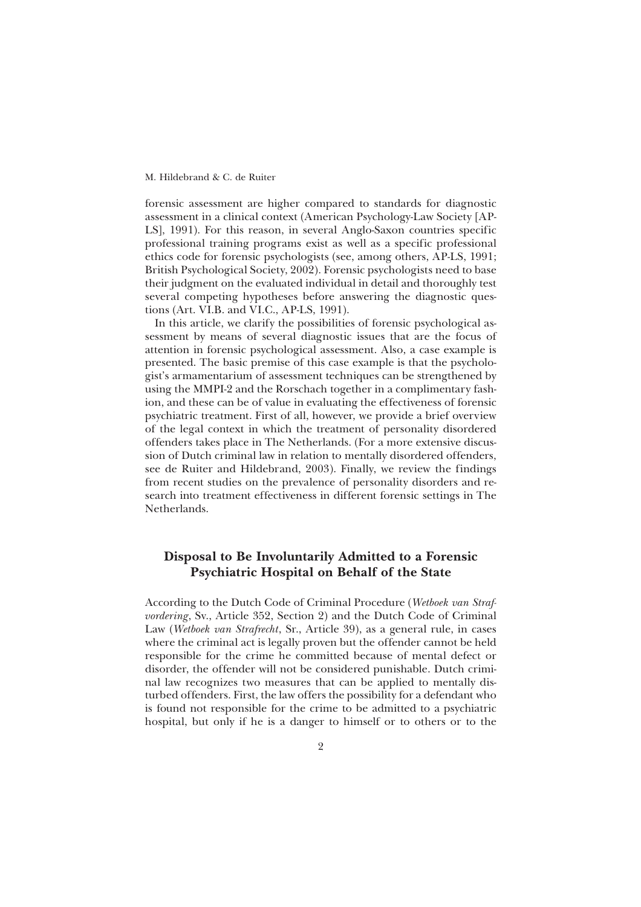forensic assessment are higher compared to standards for diagnostic assessment in a clinical context (American Psychology-Law Society [AP-LS], 1991). For this reason, in several Anglo-Saxon countries specific professional training programs exist as well as a specific professional ethics code for forensic psychologists (see, among others, AP-LS, 1991; British Psychological Society, 2002). Forensic psychologists need to base their judgment on the evaluated individual in detail and thoroughly test several competing hypotheses before answering the diagnostic questions (Art. VI.B. and VI.C., AP-LS, 1991).

In this article, we clarify the possibilities of forensic psychological assessment by means of several diagnostic issues that are the focus of attention in forensic psychological assessment. Also, a case example is presented. The basic premise of this case example is that the psychologist's armamentarium of assessment techniques can be strengthened by using the MMPI-2 and the Rorschach together in a complimentary fashion, and these can be of value in evaluating the effectiveness of forensic psychiatric treatment. First of all, however, we provide a brief overview of the legal context in which the treatment of personality disordered offenders takes place in The Netherlands. (For a more extensive discussion of Dutch criminal law in relation to mentally disordered offenders, see de Ruiter and Hildebrand, 2003). Finally, we review the findings from recent studies on the prevalence of personality disorders and research into treatment effectiveness in different forensic settings in The Netherlands.

## Disposal to Be Involuntarily Admitted to a Forensic Psychiatric Hospital on Behalf of the State

According to the Dutch Code of Criminal Procedure (*Wetboek van Strafvordering*, Sv., Article 352, Section 2) and the Dutch Code of Criminal Law (*Wetboek van Strafrecht*, Sr., Article 39), as a general rule, in cases where the criminal act is legally proven but the offender cannot be held responsible for the crime he committed because of mental defect or disorder, the offender will not be considered punishable. Dutch criminal law recognizes two measures that can be applied to mentally disturbed offenders. First, the law offers the possibility for a defendant who is found not responsible for the crime to be admitted to a psychiatric hospital, but only if he is a danger to himself or to others or to the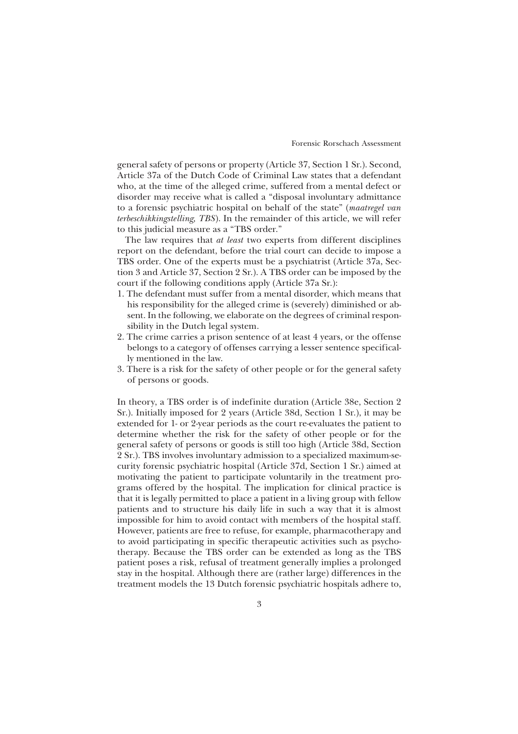general safety of persons or property (Article 37, Section 1 Sr.). Second, Article 37a of the Dutch Code of Criminal Law states that a defendant who, at the time of the alleged crime, suffered from a mental defect or disorder may receive what is called a "disposal involuntary admittance to a forensic psychiatric hospital on behalf of the state" (*maatregel van terbeschikkingstelling, TBS*). In the remainder of this article, we will refer to this judicial measure as a "TBS order."

The law requires that *at least* two experts from different disciplines report on the defendant, before the trial court can decide to impose a TBS order. One of the experts must be a psychiatrist (Article 37a, Section 3 and Article 37, Section 2 Sr.). A TBS order can be imposed by the court if the following conditions apply (Article 37a Sr.):

1. The defendant must suffer from a mental disorder, which means that his responsibility for the alleged crime is (severely) diminished or absent. In the following, we elaborate on the degrees of criminal responsibility in the Dutch legal system.
2. The crime carries a prison sentence of at least 4 years, or the offense belongs to a category of offenses carrying a lesser sentence specifically mentioned in the law.
3. There is a risk for the safety of other people or for the general safety of persons or goods.

In theory, a TBS order is of indefinite duration (Article 38e, Section 2 Sr.). Initially imposed for 2 years (Article 38d, Section 1 Sr.), it may be extended for 1- or 2-year periods as the court re-evaluates the patient to determine whether the risk for the safety of other people or for the general safety of persons or goods is still too high (Article 38d, Section 2 Sr.). TBS involves involuntary admission to a specialized maximum-security forensic psychiatric hospital (Article 37d, Section 1 Sr.) aimed at motivating the patient to participate voluntarily in the treatment programs offered by the hospital. The implication for clinical practice is that it is legally permitted to place a patient in a living group with fellow patients and to structure his daily life in such a way that it is almost impossible for him to avoid contact with members of the hospital staff. However, patients are free to refuse, for example, pharmacotherapy and to avoid participating in specific therapeutic activities such as psychotherapy. Because the TBS order can be extended as long as the TBS patient poses a risk, refusal of treatment generally implies a prolonged stay in the hospital. Although there are (rather large) differences in the treatment models the 13 Dutch forensic psychiatric hospitals adhere to,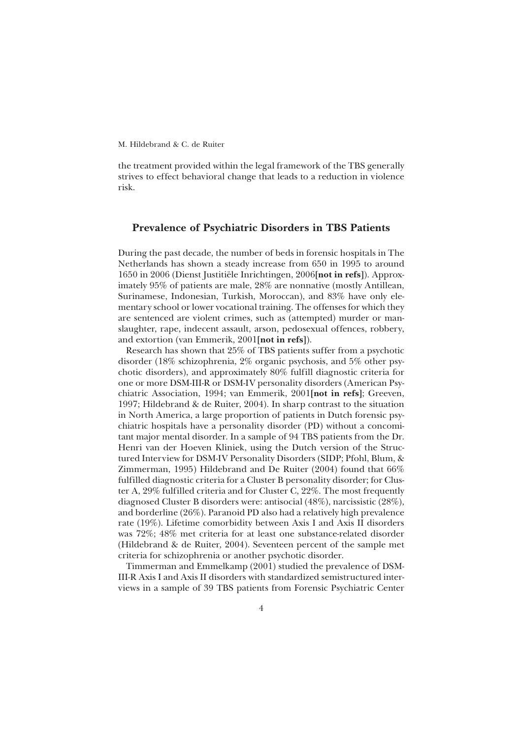the treatment provided within the legal framework of the TBS generally strives to effect behavioral change that leads to a reduction in violence risk.

## Prevalence of Psychiatric Disorders in TBS Patients

During the past decade, the number of beds in forensic hospitals in The Netherlands has shown a steady increase from 650 in 1995 to around 1650 in 2006 (Dienst Justitiële Inrichtingen, 2006**[not in refs]**). Approximately 95% of patients are male, 28% are nonnative (mostly Antillean, Surinamese, Indonesian, Turkish, Moroccan), and 83% have only elementary school or lower vocational training. The offenses for which they are sentenced are violent crimes, such as (attempted) murder or manslaughter, rape, indecent assault, arson, pedosexual offences, robbery, and extortion (van Emmerik, 2001**[not in refs]**).

Research has shown that 25% of TBS patients suffer from a psychotic disorder (18% schizophrenia, 2% organic psychosis, and 5% other psychotic disorders), and approximately 80% fulfill diagnostic criteria for one or more DSM-III-R or DSM-IV personality disorders (American Psychiatric Association, 1994; van Emmerik, 2001**[not in refs]**; Greeven, 1997; Hildebrand & de Ruiter, 2004). In sharp contrast to the situation in North America, a large proportion of patients in Dutch forensic psychiatric hospitals have a personality disorder (PD) without a concomitant major mental disorder. In a sample of 94 TBS patients from the Dr. Henri van der Hoeven Kliniek, using the Dutch version of the Structured Interview for DSM-IV Personality Disorders (SIDP; Pfohl, Blum, & Zimmerman, 1995) Hildebrand and De Ruiter (2004) found that 66% fulfilled diagnostic criteria for a Cluster B personality disorder; for Cluster A, 29% fulfilled criteria and for Cluster C, 22%. The most frequently diagnosed Cluster B disorders were: antisocial (48%), narcissistic (28%), and borderline (26%). Paranoid PD also had a relatively high prevalence rate (19%). Lifetime comorbidity between Axis I and Axis II disorders was 72%; 48% met criteria for at least one substance-related disorder (Hildebrand & de Ruiter, 2004). Seventeen percent of the sample met criteria for schizophrenia or another psychotic disorder.

Timmerman and Emmelkamp (2001) studied the prevalence of DSM-III-R Axis I and Axis II disorders with standardized semistructured interviews in a sample of 39 TBS patients from Forensic Psychiatric Center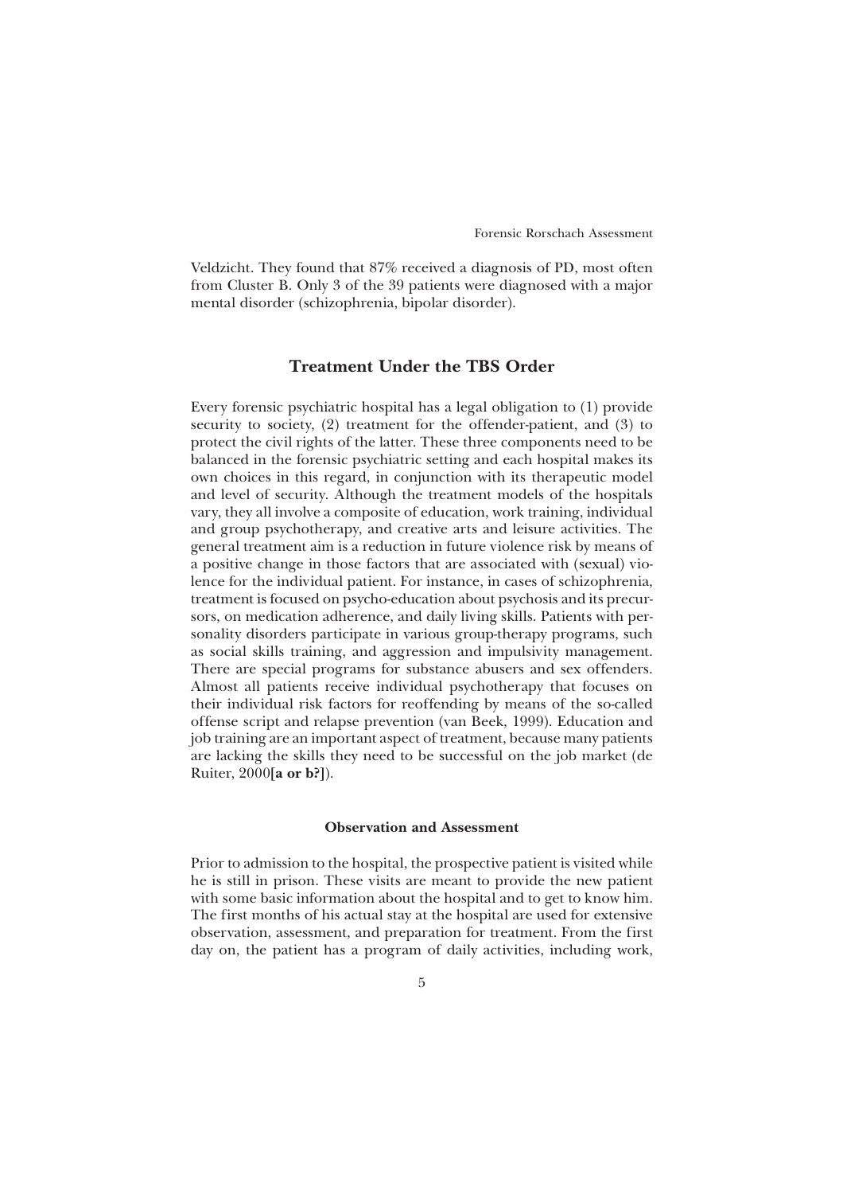Veldzicht. They found that 87% received a diagnosis of PD, most often from Cluster B. Only 3 of the 39 patients were diagnosed with a major mental disorder (schizophrenia, bipolar disorder).

## Treatment Under the TBS Order

Every forensic psychiatric hospital has a legal obligation to (1) provide security to society, (2) treatment for the offender-patient, and (3) to protect the civil rights of the latter. These three components need to be balanced in the forensic psychiatric setting and each hospital makes its own choices in this regard, in conjunction with its therapeutic model and level of security. Although the treatment models of the hospitals vary, they all involve a composite of education, work training, individual and group psychotherapy, and creative arts and leisure activities. The general treatment aim is a reduction in future violence risk by means of a positive change in those factors that are associated with (sexual) violence for the individual patient. For instance, in cases of schizophrenia, treatment is focused on psycho-education about psychosis and its precursors, on medication adherence, and daily living skills. Patients with personality disorders participate in various group-therapy programs, such as social skills training, and aggression and impulsivity management. There are special programs for substance abusers and sex offenders. Almost all patients receive individual psychotherapy that focuses on their individual risk factors for reoffending by means of the so-called offense script and relapse prevention (van Beek, 1999). Education and job training are an important aspect of treatment, because many patients are lacking the skills they need to be successful on the job market (de Ruiter, 2000**[a or b?]**).

### Observation and Assessment

Prior to admission to the hospital, the prospective patient is visited while he is still in prison. These visits are meant to provide the new patient with some basic information about the hospital and to get to know him. The first months of his actual stay at the hospital are used for extensive observation, assessment, and preparation for treatment. From the first day on, the patient has a program of daily activities, including work,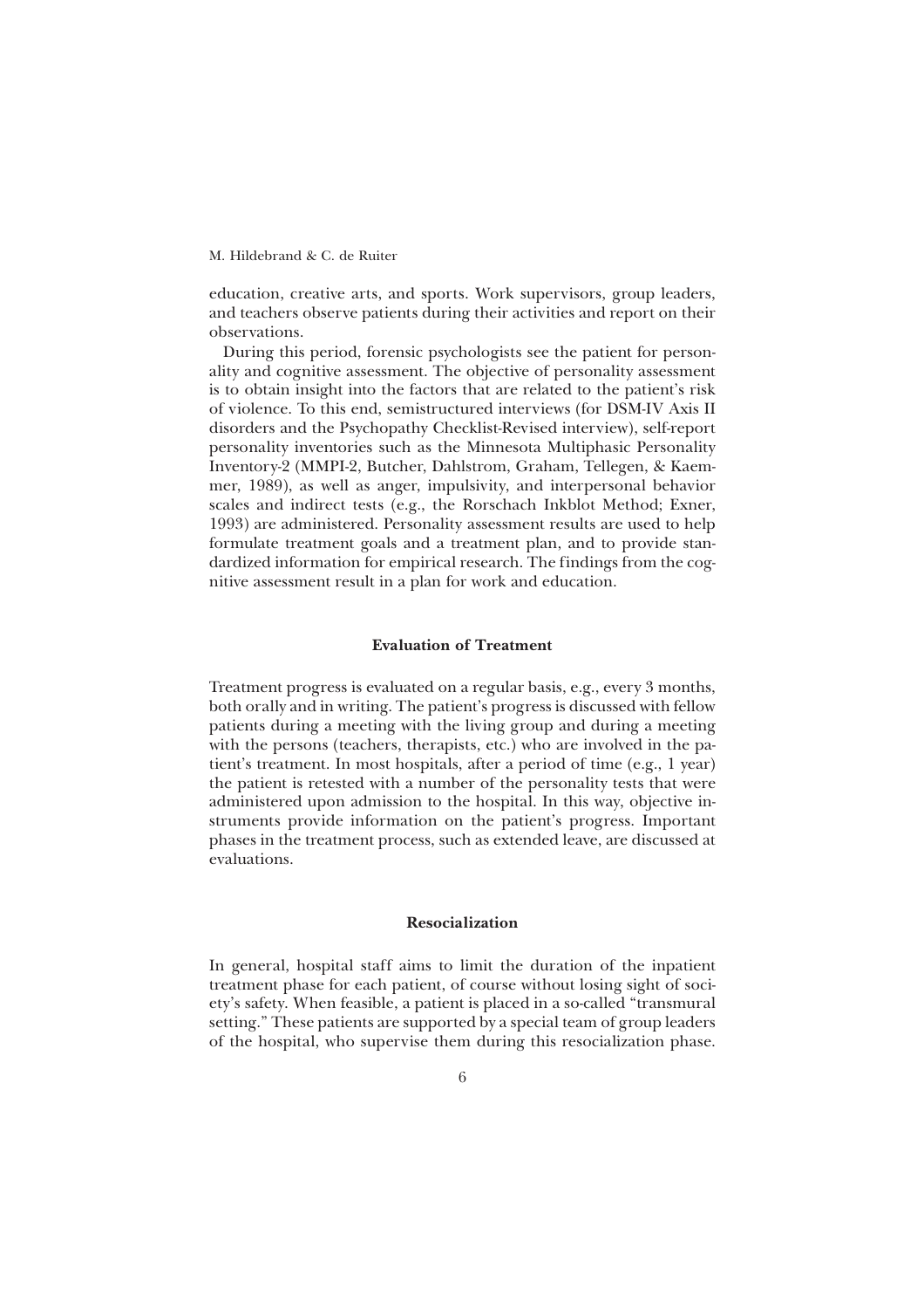education, creative arts, and sports. Work supervisors, group leaders, and teachers observe patients during their activities and report on their observations.

During this period, forensic psychologists see the patient for personality and cognitive assessment. The objective of personality assessment is to obtain insight into the factors that are related to the patient's risk of violence. To this end, semistructured interviews (for DSM-IV Axis II disorders and the Psychopathy Checklist-Revised interview), self-report personality inventories such as the Minnesota Multiphasic Personality Inventory-2 (MMPI-2, Butcher, Dahlstrom, Graham, Tellegen, & Kaemmer, 1989), as well as anger, impulsivity, and interpersonal behavior scales and indirect tests (e.g., the Rorschach Inkblot Method; Exner, 1993) are administered. Personality assessment results are used to help formulate treatment goals and a treatment plan, and to provide standardized information for empirical research. The findings from the cognitive assessment result in a plan for work and education.

## Evaluation of Treatment

Treatment progress is evaluated on a regular basis, e.g., every 3 months, both orally and in writing. The patient's progress is discussed with fellow patients during a meeting with the living group and during a meeting with the persons (teachers, therapists, etc.) who are involved in the patient's treatment. In most hospitals, after a period of time (e.g., 1 year) the patient is retested with a number of the personality tests that were administered upon admission to the hospital. In this way, objective instruments provide information on the patient's progress. Important phases in the treatment process, such as extended leave, are discussed at evaluations.

## Resocialization

In general, hospital staff aims to limit the duration of the inpatient treatment phase for each patient, of course without losing sight of society's safety. When feasible, a patient is placed in a so-called "transmural setting." These patients are supported by a special team of group leaders of the hospital, who supervise them during this resocialization phase.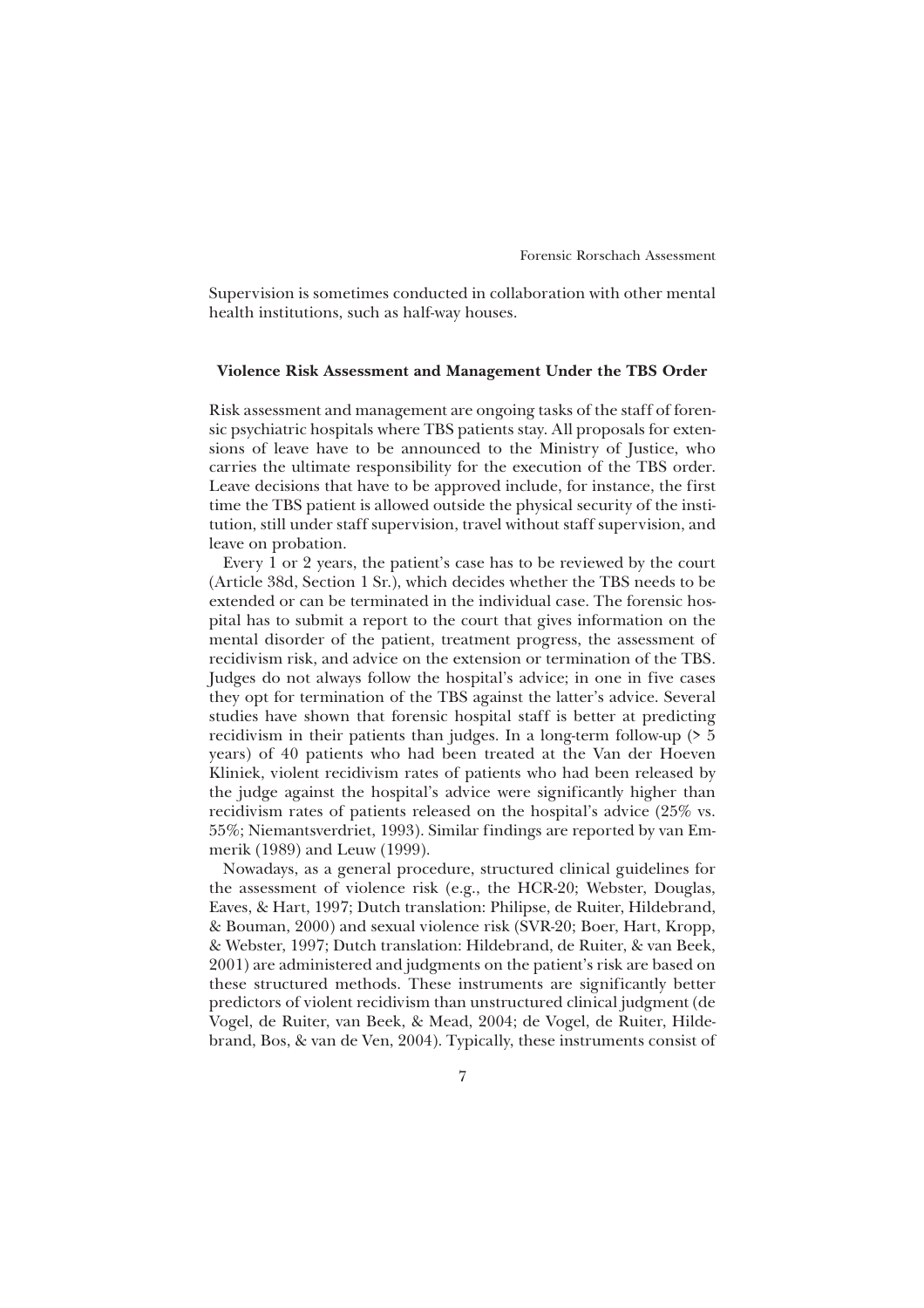Supervision is sometimes conducted in collaboration with other mental health institutions, such as half-way houses.

### Violence Risk Assessment and Management Under the TBS Order

Risk assessment and management are ongoing tasks of the staff of forensic psychiatric hospitals where TBS patients stay. All proposals for extensions of leave have to be announced to the Ministry of Justice, who carries the ultimate responsibility for the execution of the TBS order. Leave decisions that have to be approved include, for instance, the first time the TBS patient is allowed outside the physical security of the institution, still under staff supervision, travel without staff supervision, and leave on probation.

Every 1 or 2 years, the patient's case has to be reviewed by the court (Article 38d, Section 1 Sr.), which decides whether the TBS needs to be extended or can be terminated in the individual case. The forensic hospital has to submit a report to the court that gives information on the mental disorder of the patient, treatment progress, the assessment of recidivism risk, and advice on the extension or termination of the TBS. Judges do not always follow the hospital's advice; in one in five cases they opt for termination of the TBS against the latter's advice. Several studies have shown that forensic hospital staff is better at predicting recidivism in their patients than judges. In a long-term follow-up (> 5 years) of 40 patients who had been treated at the Van der Hoeven Kliniek, violent recidivism rates of patients who had been released by the judge against the hospital's advice were significantly higher than recidivism rates of patients released on the hospital's advice (25% vs. 55%; Niemantsverdriet, 1993). Similar findings are reported by van Emmerik (1989) and Leuw (1999).

Nowadays, as a general procedure, structured clinical guidelines for the assessment of violence risk (e.g., the HCR-20; Webster, Douglas, Eaves, & Hart, 1997; Dutch translation: Philipse, de Ruiter, Hildebrand, & Bouman, 2000) and sexual violence risk (SVR-20; Boer, Hart, Kropp, & Webster, 1997; Dutch translation: Hildebrand, de Ruiter, & van Beek, 2001) are administered and judgments on the patient's risk are based on these structured methods. These instruments are significantly better predictors of violent recidivism than unstructured clinical judgment (de Vogel, de Ruiter, van Beek, & Mead, 2004; de Vogel, de Ruiter, Hildebrand, Bos, & van de Ven, 2004). Typically, these instruments consist of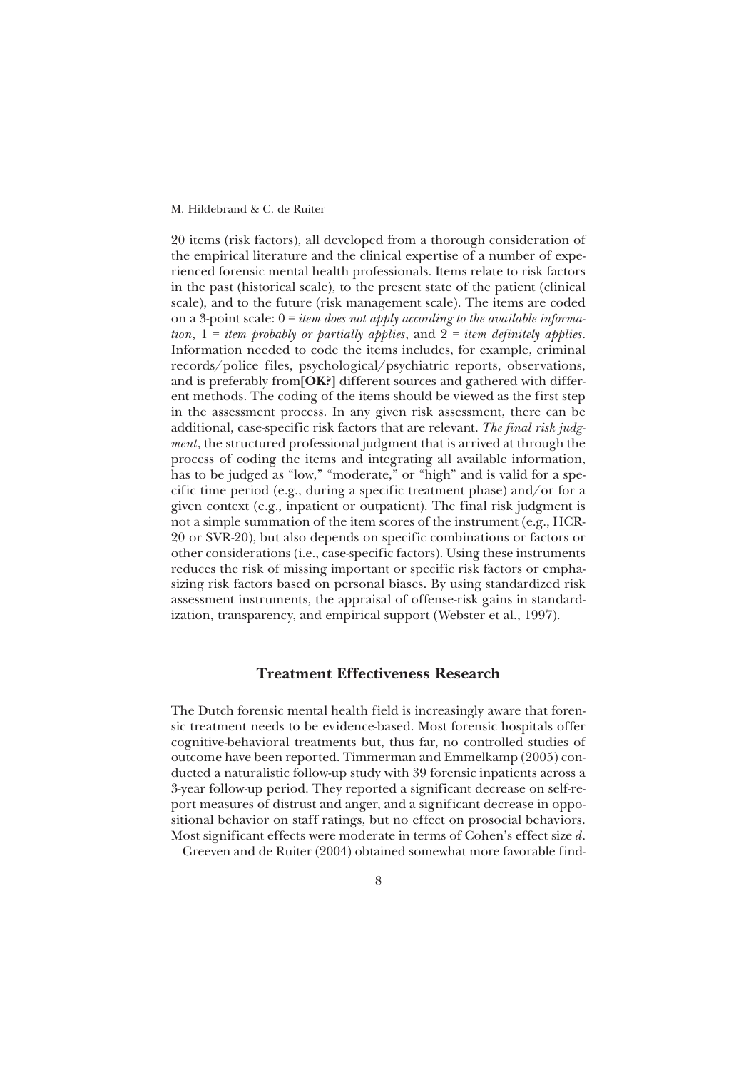20 items (risk factors), all developed from a thorough consideration of the empirical literature and the clinical expertise of a number of experienced forensic mental health professionals. Items relate to risk factors in the past (historical scale), to the present state of the patient (clinical scale), and to the future (risk management scale). The items are coded on a 3-point scale: 0 = *item does not apply according to the available information*, 1 = *item probably or partially applies*, and 2 = *item definitely applies*. Information needed to code the items includes, for example, criminal records/police files, psychological/psychiatric reports, observations, and is preferably from**[OK?]** different sources and gathered with different methods. The coding of the items should be viewed as the first step in the assessment process. In any given risk assessment, there can be additional, case-specific risk factors that are relevant. *The final risk judgment*, the structured professional judgment that is arrived at through the process of coding the items and integrating all available information, has to be judged as "low," "moderate," or "high" and is valid for a specific time period (e.g., during a specific treatment phase) and/or for a given context (e.g., inpatient or outpatient). The final risk judgment is not a simple summation of the item scores of the instrument (e.g., HCR-20 or SVR-20), but also depends on specific combinations or factors or other considerations (i.e., case-specific factors). Using these instruments reduces the risk of missing important or specific risk factors or emphasizing risk factors based on personal biases. By using standardized risk assessment instruments, the appraisal of offense-risk gains in standardization, transparency, and empirical support (Webster et al., 1997).

## Treatment Effectiveness Research

The Dutch forensic mental health field is increasingly aware that forensic treatment needs to be evidence-based. Most forensic hospitals offer cognitive-behavioral treatments but, thus far, no controlled studies of outcome have been reported. Timmerman and Emmelkamp (2005) conducted a naturalistic follow-up study with 39 forensic inpatients across a 3-year follow-up period. They reported a significant decrease on self-report measures of distrust and anger, and a significant decrease in oppositional behavior on staff ratings, but no effect on prosocial behaviors. Most significant effects were moderate in terms of Cohen's effect size *d*.

Greeven and de Ruiter (2004) obtained somewhat more favorable find-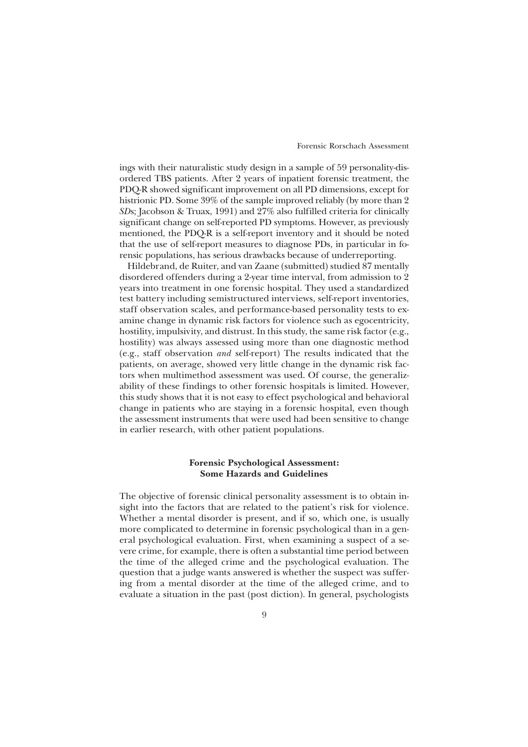ings with their naturalistic study design in a sample of 59 personality-disordered TBS patients. After 2 years of inpatient forensic treatment, the PDQ-R showed significant improvement on all PD dimensions, except for histrionic PD. Some 39% of the sample improved reliably (by more than 2 *SD*s; Jacobson & Truax, 1991) and 27% also fulfilled criteria for clinically significant change on self-reported PD symptoms. However, as previously mentioned, the PDQ-R is a self-report inventory and it should be noted that the use of self-report measures to diagnose PDs, in particular in forensic populations, has serious drawbacks because of underreporting.

Hildebrand, de Ruiter, and van Zaane (submitted) studied 87 mentally disordered offenders during a 2-year time interval, from admission to 2 years into treatment in one forensic hospital. They used a standardized test battery including semistructured interviews, self-report inventories, staff observation scales, and performance-based personality tests to examine change in dynamic risk factors for violence such as egocentricity, hostility, impulsivity, and distrust. In this study, the same risk factor (e.g., hostility) was always assessed using more than one diagnostic method (e.g., staff observation *and* self-report) The results indicated that the patients, on average, showed very little change in the dynamic risk factors when multimethod assessment was used. Of course, the generalizability of these findings to other forensic hospitals is limited. However, this study shows that it is not easy to effect psychological and behavioral change in patients who are staying in a forensic hospital, even though the assessment instruments that were used had been sensitive to change in earlier research, with other patient populations.

## Forensic Psychological Assessment: Some Hazards and Guidelines

The objective of forensic clinical personality assessment is to obtain insight into the factors that are related to the patient's risk for violence. Whether a mental disorder is present, and if so, which one, is usually more complicated to determine in forensic psychological than in a general psychological evaluation. First, when examining a suspect of a severe crime, for example, there is often a substantial time period between the time of the alleged crime and the psychological evaluation. The question that a judge wants answered is whether the suspect was suffering from a mental disorder at the time of the alleged crime, and to evaluate a situation in the past (post diction). In general, psychologists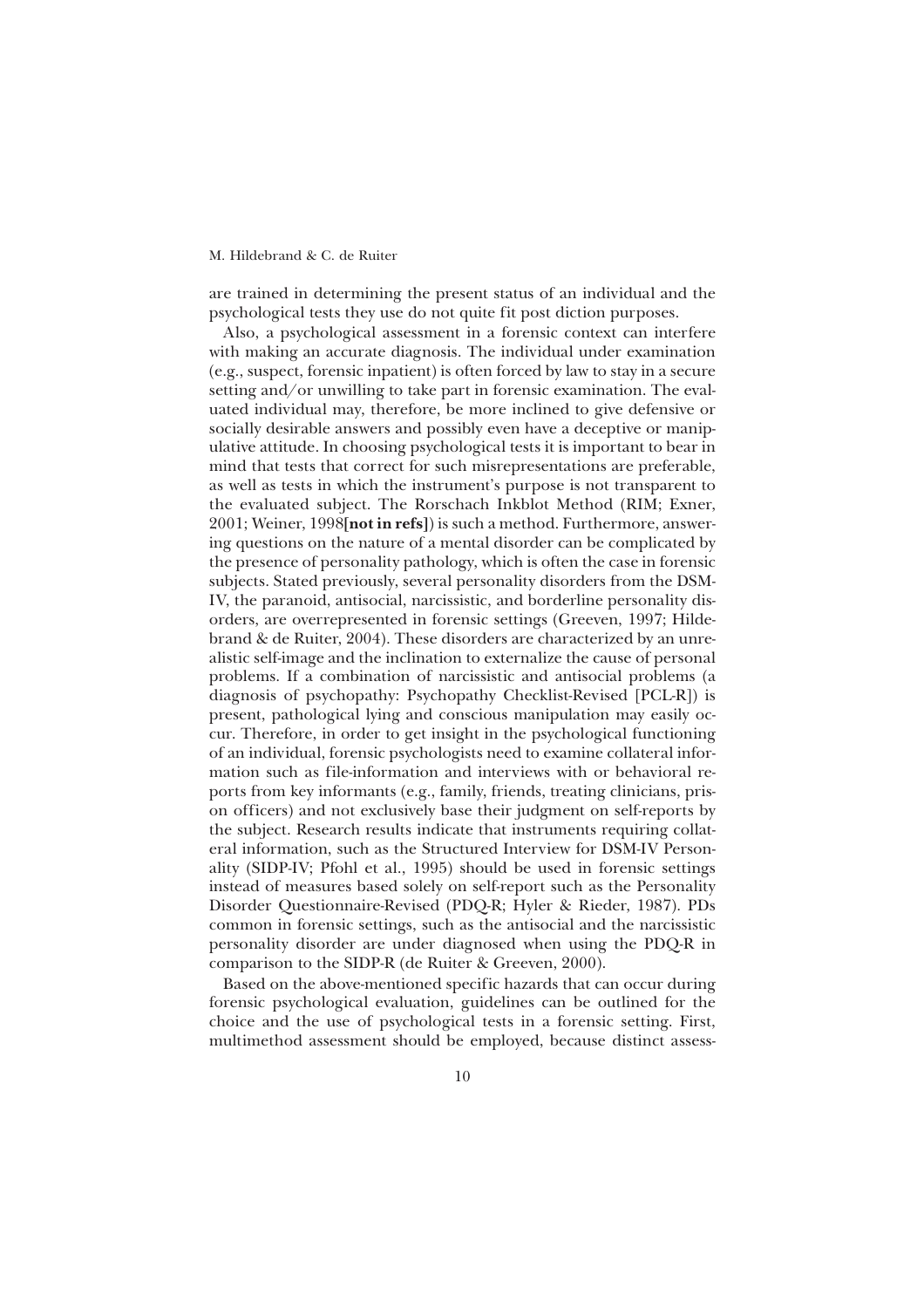are trained in determining the present status of an individual and the psychological tests they use do not quite fit post diction purposes.

Also, a psychological assessment in a forensic context can interfere with making an accurate diagnosis. The individual under examination (e.g., suspect, forensic inpatient) is often forced by law to stay in a secure setting and/or unwilling to take part in forensic examination. The evaluated individual may, therefore, be more inclined to give defensive or socially desirable answers and possibly even have a deceptive or manipulative attitude. In choosing psychological tests it is important to bear in mind that tests that correct for such misrepresentations are preferable, as well as tests in which the instrument's purpose is not transparent to the evaluated subject. The Rorschach Inkblot Method (RIM; Exner, 2001; Weiner, 1998**[not in refs]**) is such a method. Furthermore, answering questions on the nature of a mental disorder can be complicated by the presence of personality pathology, which is often the case in forensic subjects. Stated previously, several personality disorders from the DSM-IV, the paranoid, antisocial, narcissistic, and borderline personality disorders, are overrepresented in forensic settings (Greeven, 1997; Hildebrand & de Ruiter, 2004). These disorders are characterized by an unrealistic self-image and the inclination to externalize the cause of personal problems. If a combination of narcissistic and antisocial problems (a diagnosis of psychopathy: Psychopathy Checklist-Revised [PCL-R]) is present, pathological lying and conscious manipulation may easily occur. Therefore, in order to get insight in the psychological functioning of an individual, forensic psychologists need to examine collateral information such as file-information and interviews with or behavioral reports from key informants (e.g., family, friends, treating clinicians, prison officers) and not exclusively base their judgment on self-reports by the subject. Research results indicate that instruments requiring collateral information, such as the Structured Interview for DSM-IV Personality (SIDP-IV; Pfohl et al., 1995) should be used in forensic settings instead of measures based solely on self-report such as the Personality Disorder Questionnaire-Revised (PDQ-R; Hyler & Rieder, 1987). PDs common in forensic settings, such as the antisocial and the narcissistic personality disorder are under diagnosed when using the PDQ-R in comparison to the SIDP-R (de Ruiter & Greeven, 2000).

Based on the above-mentioned specific hazards that can occur during forensic psychological evaluation, guidelines can be outlined for the choice and the use of psychological tests in a forensic setting. First, multimethod assessment should be employed, because distinct assess-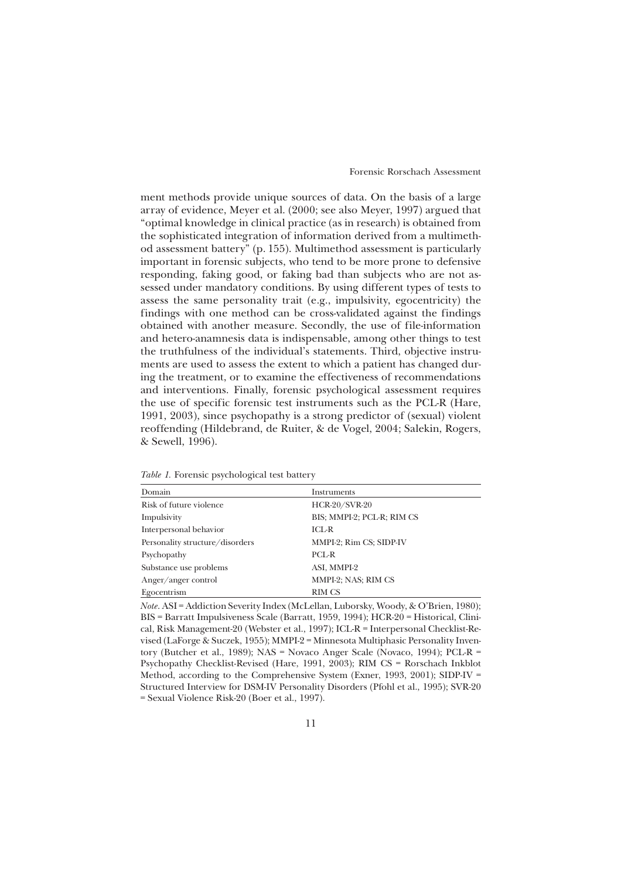ment methods provide unique sources of data. On the basis of a large array of evidence, Meyer et al. (2000; see also Meyer, 1997) argued that "optimal knowledge in clinical practice (as in research) is obtained from the sophisticated integration of information derived from a multimethod assessment battery" (p. 155). Multimethod assessment is particularly important in forensic subjects, who tend to be more prone to defensive responding, faking good, or faking bad than subjects who are not assessed under mandatory conditions. By using different types of tests to assess the same personality trait (e.g., impulsivity, egocentricity) the findings with one method can be cross-validated against the findings obtained with another measure. Secondly, the use of file-information and hetero-anamnesis data is indispensable, among other things to test the truthfulness of the individual's statements. Third, objective instruments are used to assess the extent to which a patient has changed during the treatment, or to examine the effectiveness of recommendations and interventions. Finally, forensic psychological assessment requires the use of specific forensic test instruments such as the PCL-R (Hare, 1991, 2003), since psychopathy is a strong predictor of (sexual) violent reoffending (Hildebrand, de Ruiter, & de Vogel, 2004; Salekin, Rogers, & Sewell, 1996).

*Table 1.* Forensic psychological test battery

| Domain | Instruments |
|---|---|
| Risk of future violence | HCR-20/SVR-20 |
| Impulsivity | BIS; MMPI-2; PCL-R; RIM CS |
| Interpersonal behavior | ICL-R |
| Personality structure/disorders | MMPI-2; Rim CS; SIDP-IV |
| Psychopathy | PCL-R |
| Substance use problems | ASI, MMPI-2 |
| Anger/anger control | MMPI-2; NAS; RIM CS |
| Egocentrism | RIM CS |

*Note.* ASI = Addiction Severity Index (McLellan, Luborsky, Woody, & O'Brien, 1980); BIS = Barratt Impulsiveness Scale (Barratt, 1959, 1994); HCR-20 = Historical, Clinical, Risk Management-20 (Webster et al., 1997); ICL-R = Interpersonal Checklist-Revised (LaForge & Suczek, 1955); MMPI-2 = Minnesota Multiphasic Personality Inventory (Butcher et al., 1989); NAS = Novaco Anger Scale (Novaco, 1994); PCL-R = Psychopathy Checklist-Revised (Hare, 1991, 2003); RIM CS = Rorschach Inkblot Method, according to the Comprehensive System (Exner, 1993, 2001); SIDP-IV = Structured Interview for DSM-IV Personality Disorders (Pfohl et al., 1995); SVR-20 = Sexual Violence Risk-20 (Boer et al., 1997).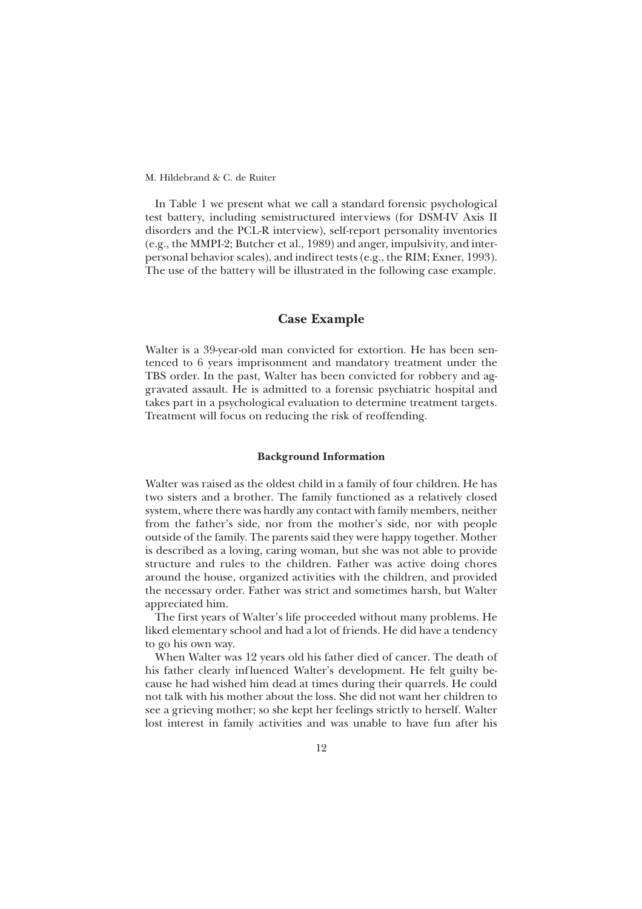In Table 1 we present what we call a standard forensic psychological test battery, including semistructured interviews (for DSM-IV Axis II disorders and the PCL-R interview), self-report personality inventories (e.g., the MMPI-2; Butcher et al., 1989) and anger, impulsivity, and interpersonal behavior scales), and indirect tests (e.g., the RIM; Exner, 1993). The use of the battery will be illustrated in the following case example.

## Case Example

Walter is a 39-year-old man convicted for extortion. He has been sentenced to 6 years imprisonment and mandatory treatment under the TBS order. In the past, Walter has been convicted for robbery and aggravated assault. He is admitted to a forensic psychiatric hospital and takes part in a psychological evaluation to determine treatment targets. Treatment will focus on reducing the risk of reoffending.

### Background Information

Walter was raised as the oldest child in a family of four children. He has two sisters and a brother. The family functioned as a relatively closed system, where there was hardly any contact with family members, neither from the father's side, nor from the mother's side, nor with people outside of the family. The parents said they were happy together. Mother is described as a loving, caring woman, but she was not able to provide structure and rules to the children. Father was active doing chores around the house, organized activities with the children, and provided the necessary order. Father was strict and sometimes harsh, but Walter appreciated him.

The first years of Walter's life proceeded without many problems. He liked elementary school and had a lot of friends. He did have a tendency to go his own way.

When Walter was 12 years old his father died of cancer. The death of his father clearly influenced Walter's development. He felt guilty because he had wished him dead at times during their quarrels. He could not talk with his mother about the loss. She did not want her children to see a grieving mother; so she kept her feelings strictly to herself. Walter lost interest in family activities and was unable to have fun after his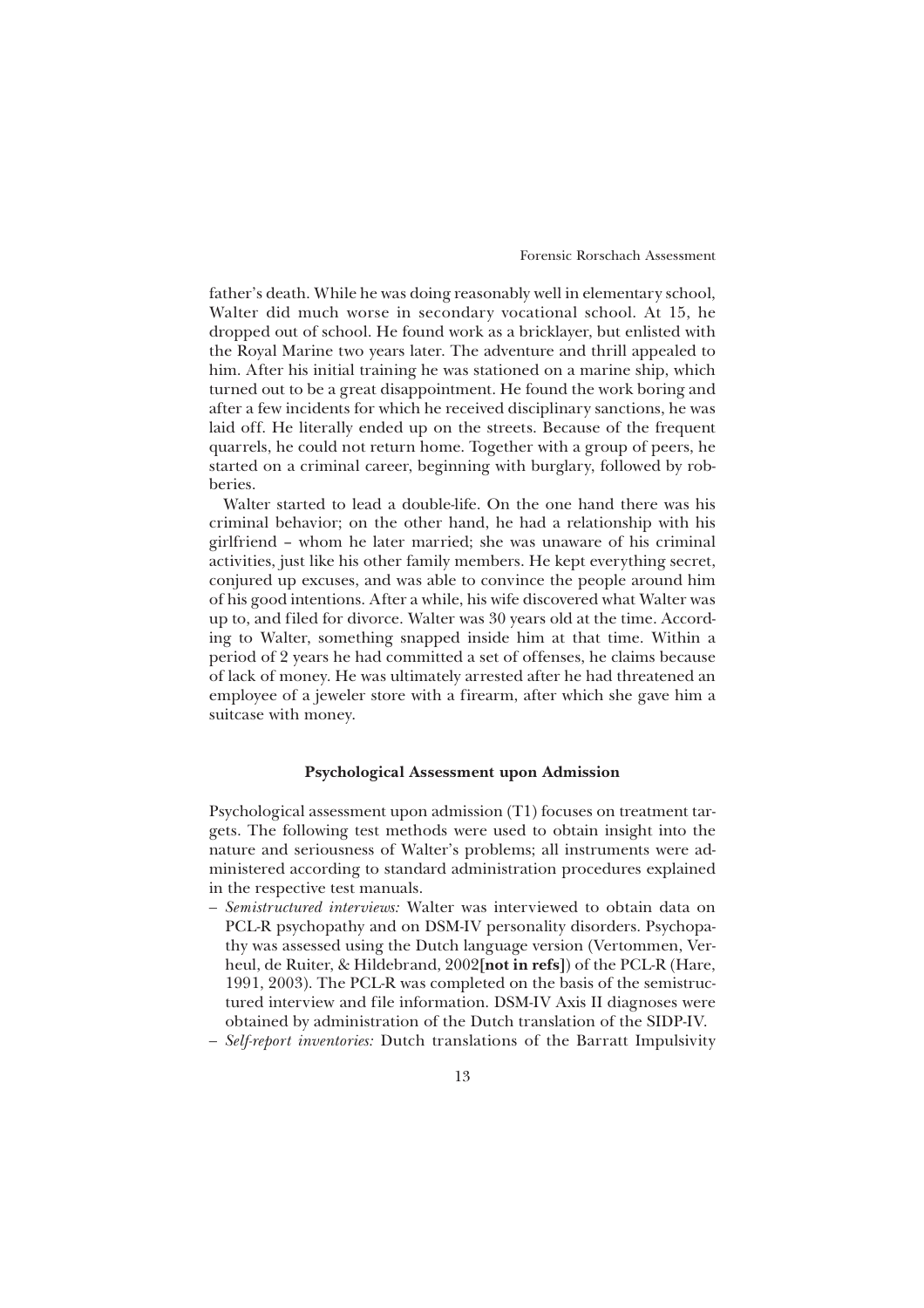father's death. While he was doing reasonably well in elementary school, Walter did much worse in secondary vocational school. At 15, he dropped out of school. He found work as a bricklayer, but enlisted with the Royal Marine two years later. The adventure and thrill appealed to him. After his initial training he was stationed on a marine ship, which turned out to be a great disappointment. He found the work boring and after a few incidents for which he received disciplinary sanctions, he was laid off. He literally ended up on the streets. Because of the frequent quarrels, he could not return home. Together with a group of peers, he started on a criminal career, beginning with burglary, followed by robberies.

Walter started to lead a double-life. On the one hand there was his criminal behavior; on the other hand, he had a relationship with his girlfriend – whom he later married; she was unaware of his criminal activities, just like his other family members. He kept everything secret, conjured up excuses, and was able to convince the people around him of his good intentions. After a while, his wife discovered what Walter was up to, and filed for divorce. Walter was 30 years old at the time. According to Walter, something snapped inside him at that time. Within a period of 2 years he had committed a set of offenses, he claims because of lack of money. He was ultimately arrested after he had threatened an employee of a jeweler store with a firearm, after which she gave him a suitcase with money.

### Psychological Assessment upon Admission

Psychological assessment upon admission (T1) focuses on treatment targets. The following test methods were used to obtain insight into the nature and seriousness of Walter's problems; all instruments were administered according to standard administration procedures explained in the respective test manuals.

- *Semistructured interviews:* Walter was interviewed to obtain data on PCL-R psychopathy and on DSM-IV personality disorders. Psychopathy was assessed using the Dutch language version (Vertommen, Verheul, de Ruiter, & Hildebrand, 2002**[not in refs]**) of the PCL-R (Hare, 1991, 2003). The PCL-R was completed on the basis of the semistructured interview and file information. DSM-IV Axis II diagnoses were obtained by administration of the Dutch translation of the SIDP-IV.
- *Self-report inventories:* Dutch translations of the Barratt Impulsivity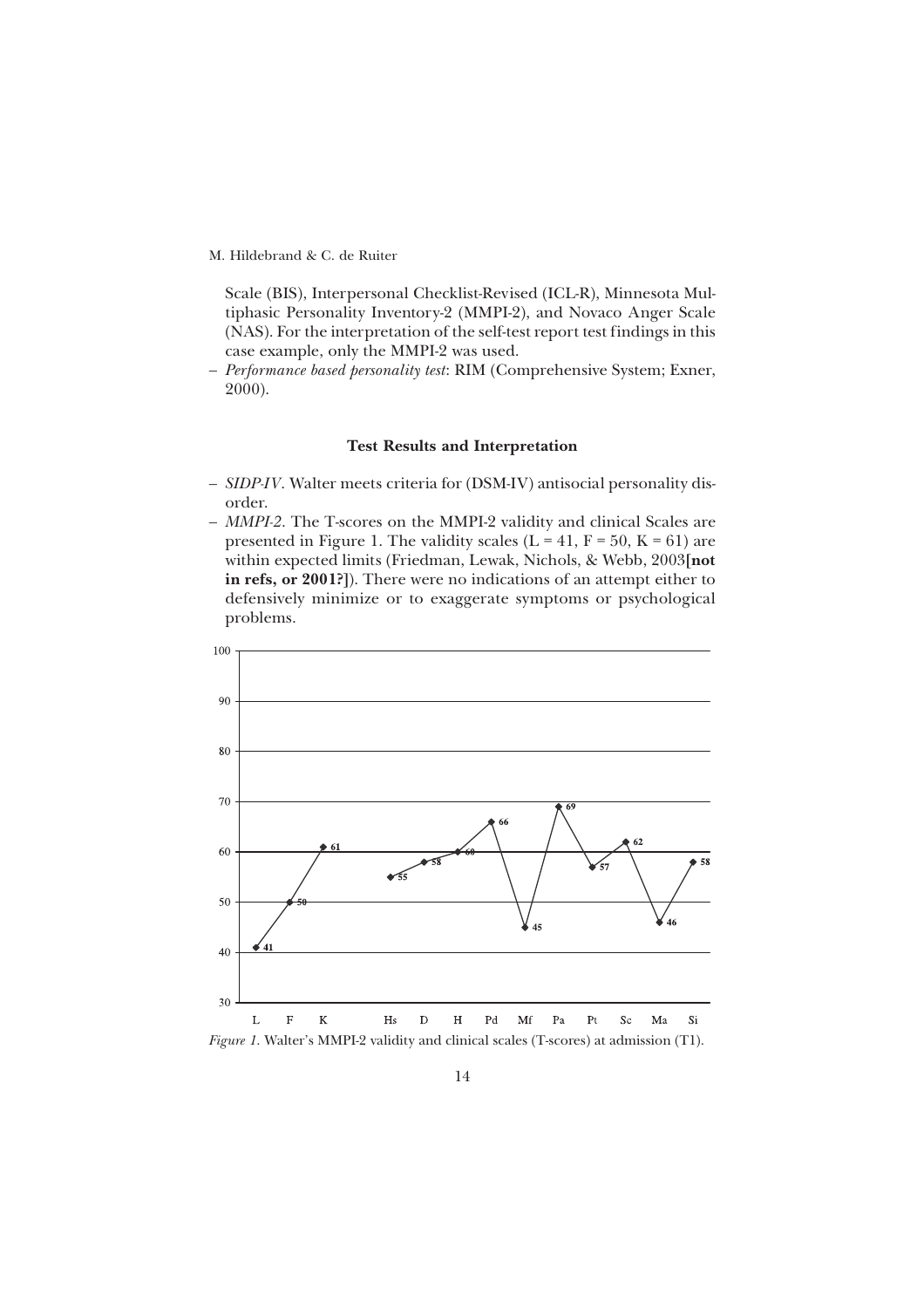Scale (BIS), Interpersonal Checklist-Revised (ICL-R), Minnesota Multiphasic Personality Inventory-2 (MMPI-2), and Novaco Anger Scale (NAS). For the interpretation of the self-test report test findings in this case example, only the MMPI-2 was used.

– *Performance based personality test*: RIM (Comprehensive System; Exner, 2000).

### Test Results and Interpretation

– *SIDP-IV*. Walter meets criteria for (DSM-IV) antisocial personality disorder.

– *MMPI-2*. The T-scores on the MMPI-2 validity and clinical Scales are presented in Figure 1. The validity scales (L = 41, F = 50, K = 61) are within expected limits (Friedman, Lewak, Nichols, & Webb, 2003**[not in refs, or 2001?]**). There were no indications of an attempt either to defensively minimize or to exaggerate symptoms or psychological problems.

| Scale | L | F | K | Hs | D | H | Pd | Mf | Pa | Pt | Sc | Ma | Si |
|---|---|---|---|---|---|---|---|---|---|---|---|---|---|
| T-score | 41 | 50 | 61 | 55 | 58 | 60 | 66 | 45 | 69 | 57 | 62 | 46 | 58 |

*Figure 1.* Walter's MMPI-2 validity and clinical scales (T-scores) at admission (T1).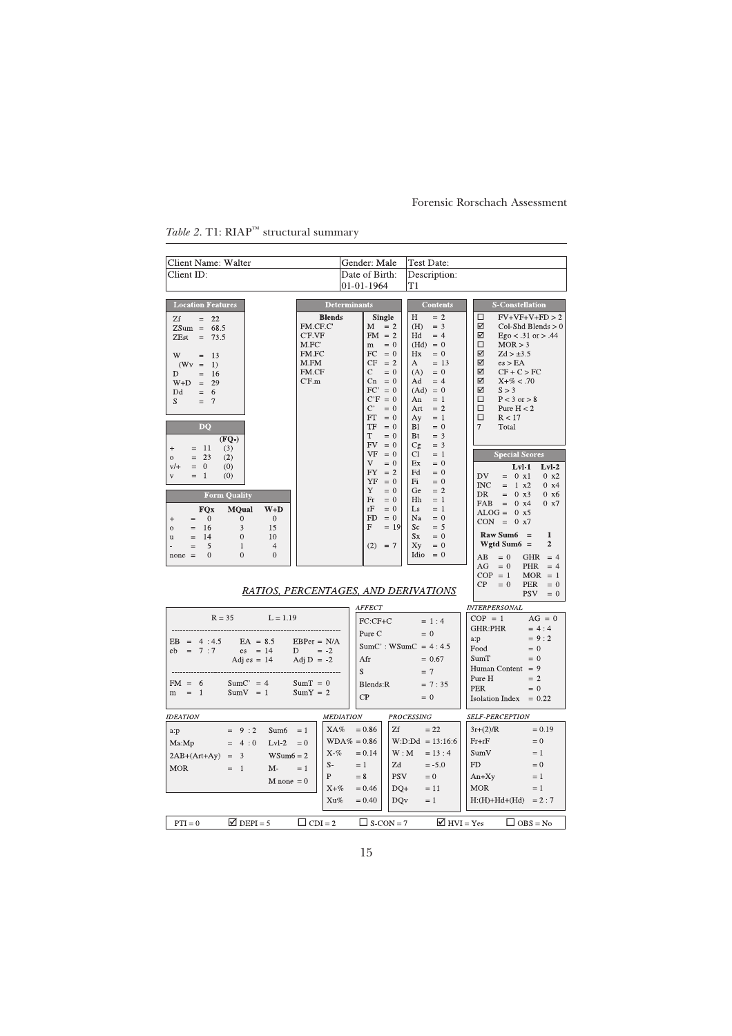*Table 2.* T1: RIAP™ structural summary

| Client Name: Walter | Gender: Male | Test Date: |
|---|---|---|
| Client ID: | Date of Birth: 01-01-1964 | Description: T1 |

**Location Features**

| | |
|---|---|
| Zf | = 22 |
| ZSum | = 68.5 |
| ZEst | = 73.5 |
| W | = 13 |
| (Wv | = 1) |
| D | = 16 |
| W+D | = 29 |
| Dd | = 6 |
| S | = 7 |

**DQ**

| | | (FQ-) |
|---|---|---|
| + | = 11 | (3) |
| o | = 23 | (2) |
| v/+ | = 0 | (0) |
| v | = 1 | (0) |

**Form Quality**

| | FQx | MQual | W+D |
|---|---|---|---|
| + | = 0 | 0 | 0 |
| o | = 16 | 3 | 15 |
| u | = 14 | 0 | 10 |
| - | = 5 | 1 | 4 |
| none | = 0 | 0 | 0 |

**Determinants**

| Blends | Single |
|---|---|
| FM.CF.C' | M = 2 |
| C'F.VF | FM = 2 |
| M.FC' | m = 0 |
| FM.FC | FC = 0 |
| M.FM | CF = 2 |
| FM.CF | C = 0 |
| C'F.m | Cn = 0 |
| | FC' = 0 |
| | C'F = 0 |
| | C' = 0 |
| | FT = 0 |
| | TF = 0 |
| | T = 0 |
| | FV = 0 |
| | VF = 0 |
| | V = 0 |
| | FY = 2 |
| | YF = 0 |
| | Y = 0 |
| | Fr = 0 |
| | rF = 0 |
| | FD = 0 |
| | F = 19 |
| | (2) = 7 |

**Contents**

| | |
|---|---|
| H | = 2 |
| (H) | = 3 |
| Hd | = 4 |
| (Hd) | = 0 |
| Hx | = 0 |
| A | = 13 |
| (A) | = 0 |
| Ad | = 4 |
| (Ad) | = 0 |
| An | = 1 |
| Art | = 2 |
| Ay | = 1 |
| Bl | = 0 |
| Bt | = 3 |
| Cg | = 3 |
| Cl | = 1 |
| Ex | = 0 |
| Fd | = 0 |
| Fi | = 0 |
| Ge | = 2 |
| Hh | = 1 |
| Ls | = 1 |
| Na | = 0 |
| Sc | = 5 |
| Sx | = 0 |
| Xy | = 0 |
| Idio | = 0 |

**S-Constellation**

| | |
|---|---|
| ☐ | FV+VF+V+FD > 2 |
| ☑ | Col-Shd Blends > 0 |
| ☑ | Ego < .31 or > .44 |
| ☐ | MOR > 3 |
| ☑ | Zd > ±3.5 |
| ☑ | es > EA |
| ☑ | CF + C > FC |
| ☑ | X+% < .70 |
| ☑ | S > 3 |
| ☐ | P < 3 or > 8 |
| ☐ | Pure H < 2 |
| ☐ | R < 17 |
| 7 | Total |

**Special Scores**

| | | Lvl-1 | Lvl-2 |
|---|---|---|---|
| DV | = | 0 x1 | 0 x2 |
| INC | = | 1 x2 | 0 x4 |
| DR | = | 0 x3 | 0 x6 |
| FAB | = | 0 x4 | 0 x7 |
| ALOG | = | 0 x5 | |
| CON | = | 0 x7 | |
| Raw Sum6 | = | 1 | |
| Wgtd Sum6 | = | 2 | |

| | | | |
|---|---|---|---|
| AB = 0 | GHR = 4 | | |
| AG = 0 | PHR = 4 | | |
| COP = 1 | MOR = 1 | | |
| CP = 0 | PER = 0 | | |
| | PSV = 0 | | |

## RATIOS, PERCENTAGES, AND DERIVATIONS

| | | |
|---|---|---|
| R = 35 | L = 1.19 | |
| EB = 4 : 4.5 | EA = 8.5 | EBPer = N/A |
| eb = 7 : 7 | es = 14 | D = -2 |
| | Adj es = 14 | Adj D = -2 |
| FM = 6 | SumC' = 4 | SumT = 0 |
| m = 1 | SumV = 1 | SumY = 2 |

*AFFECT*

| | |
|---|---|
| FC:CF+C | = 1 : 4 |
| Pure C | = 0 |
| SumC' : WSumC | = 4 : 4.5 |
| Afr | = 0.67 |
| S | = 7 |
| Blends:R | = 7 : 35 |
| CP | = 0 |

*INTERPERSONAL*

| | |
|---|---|
| COP = 1 | AG = 0 |
| GHR:PHR | = 4 : 4 |
| a:p | = 9 : 2 |
| Food | = 0 |
| SumT | = 0 |
| Human Content | = 9 |
| Pure H | = 2 |
| PER | = 0 |
| Isolation Index | = 0.22 |

*IDEATION*

| | | | |
|---|---|---|---|
| a:p | = 9 : 2 | Sum6 | = 1 |
| Ma:Mp | = 4 : 0 | Lvl-2 | = 0 |
| 2AB+(Art+Ay) | = 3 | WSum6 | = 2 |
| MOR | = 1 | M- | = 1 |
| | | M none | = 0 |

*MEDIATION*

| | |
|---|---|
| XA% | = 0.86 |
| WDA% | = 0.86 |
| X-% | = 0.14 |
| S- | = 1 |
| P | = 8 |
| X+% | = 0.46 |
| Xu% | = 0.40 |

*PROCESSING*

| | |
|---|---|
| Zf | = 22 |
| W:D:Dd | = 13:16:6 |
| W : M | = 13 : 4 |
| Zd | = -5.0 |
| PSV | = 0 |
| DQ+ | = 11 |
| DQv | = 1 |

*SELF-PERCEPTION*

| | |
|---|---|
| 3r+(2)/R | = 0.19 |
| Fr+rF | = 0 |
| SumV | = 1 |
| FD | = 0 |
| An+Xy | = 1 |
| MOR | = 1 |
| H:(H)+Hd+(Hd) | = 2 : 7 |

| PTI = 0 | ☑ DEPI = 5 | ☐ CDI = 2 | ☐ S-CON = 7 | ☑ HVI = Yes | ☐ OBS = No |
|---|---|---|---|---|---|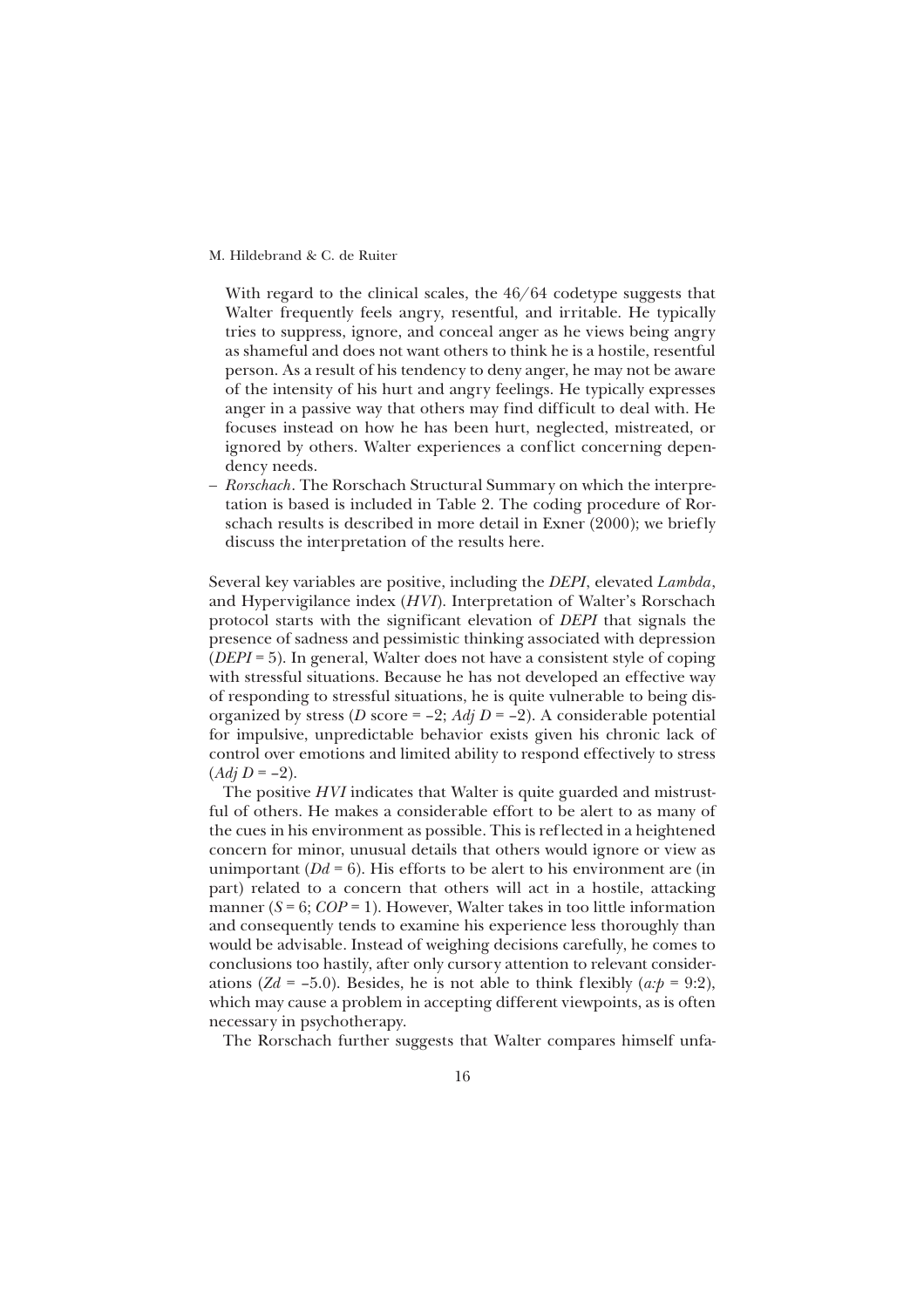With regard to the clinical scales, the 46/64 codetype suggests that Walter frequently feels angry, resentful, and irritable. He typically tries to suppress, ignore, and conceal anger as he views being angry as shameful and does not want others to think he is a hostile, resentful person. As a result of his tendency to deny anger, he may not be aware of the intensity of his hurt and angry feelings. He typically expresses anger in a passive way that others may find difficult to deal with. He focuses instead on how he has been hurt, neglected, mistreated, or ignored by others. Walter experiences a conflict concerning dependency needs.

– *Rorschach*. The Rorschach Structural Summary on which the interpretation is based is included in Table 2. The coding procedure of Rorschach results is described in more detail in Exner (2000); we briefly discuss the interpretation of the results here.

Several key variables are positive, including the *DEPI*, elevated *Lambda*, and Hypervigilance index (*HVI*). Interpretation of Walter's Rorschach protocol starts with the significant elevation of *DEPI* that signals the presence of sadness and pessimistic thinking associated with depression (*DEPI* = 5). In general, Walter does not have a consistent style of coping with stressful situations. Because he has not developed an effective way of responding to stressful situations, he is quite vulnerable to being disorganized by stress (*D* score = –2; *Adj D* = –2). A considerable potential for impulsive, unpredictable behavior exists given his chronic lack of control over emotions and limited ability to respond effectively to stress (*Adj D* = –2).

The positive *HVI* indicates that Walter is quite guarded and mistrustful of others. He makes a considerable effort to be alert to as many of the cues in his environment as possible. This is reflected in a heightened concern for minor, unusual details that others would ignore or view as unimportant (*Dd* = 6). His efforts to be alert to his environment are (in part) related to a concern that others will act in a hostile, attacking manner (*S* = 6; *COP* = 1). However, Walter takes in too little information and consequently tends to examine his experience less thoroughly than would be advisable. Instead of weighing decisions carefully, he comes to conclusions too hastily, after only cursory attention to relevant considerations (*Zd* = –5.0). Besides, he is not able to think flexibly (*a:p* = 9:2), which may cause a problem in accepting different viewpoints, as is often necessary in psychotherapy.

The Rorschach further suggests that Walter compares himself unfa-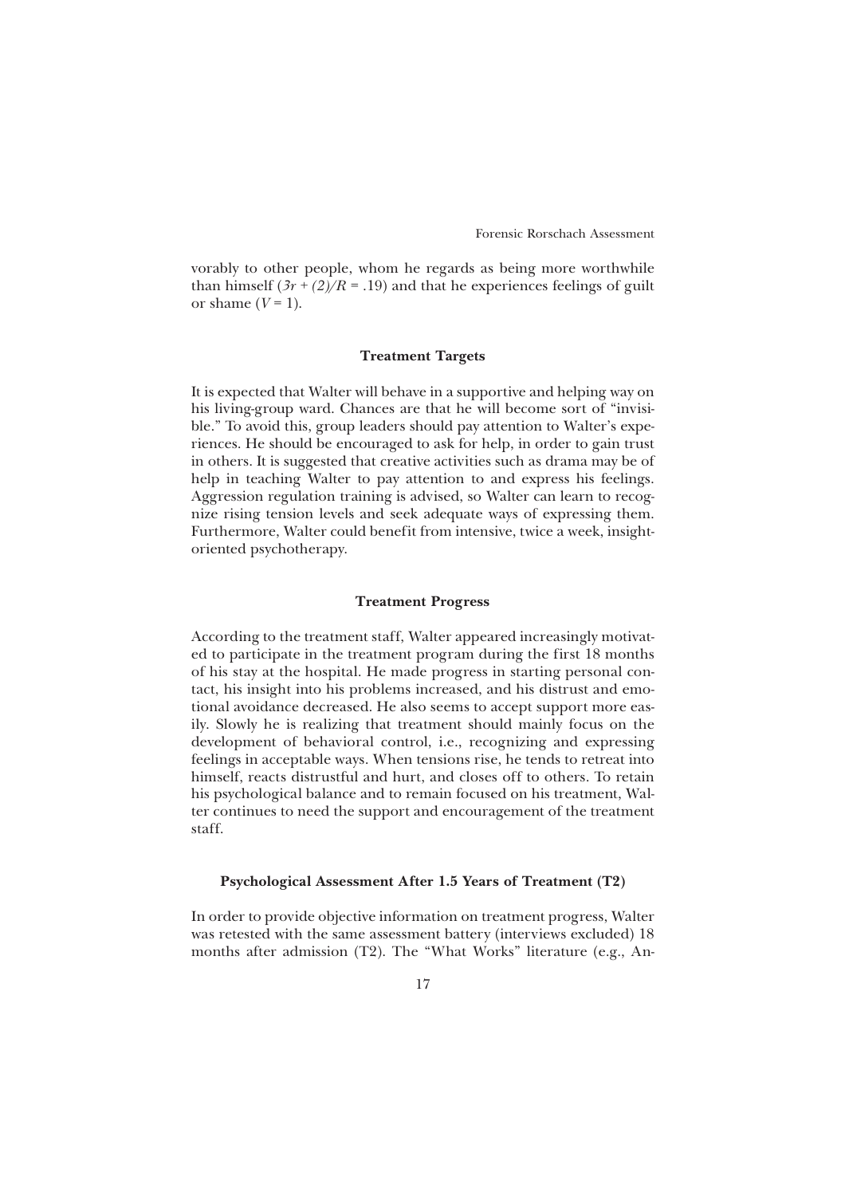vorably to other people, whom he regards as being more worthwhile than himself ($3r + (2)/R = .19$) and that he experiences feelings of guilt or shame ($V = 1$).

### Treatment Targets

It is expected that Walter will behave in a supportive and helping way on his living-group ward. Chances are that he will become sort of "invisible." To avoid this, group leaders should pay attention to Walter's experiences. He should be encouraged to ask for help, in order to gain trust in others. It is suggested that creative activities such as drama may be of help in teaching Walter to pay attention to and express his feelings. Aggression regulation training is advised, so Walter can learn to recognize rising tension levels and seek adequate ways of expressing them. Furthermore, Walter could benefit from intensive, twice a week, insight-oriented psychotherapy.

### Treatment Progress

According to the treatment staff, Walter appeared increasingly motivated to participate in the treatment program during the first 18 months of his stay at the hospital. He made progress in starting personal contact, his insight into his problems increased, and his distrust and emotional avoidance decreased. He also seems to accept support more easily. Slowly he is realizing that treatment should mainly focus on the development of behavioral control, i.e., recognizing and expressing feelings in acceptable ways. When tensions rise, he tends to retreat into himself, reacts distrustful and hurt, and closes off to others. To retain his psychological balance and to remain focused on his treatment, Walter continues to need the support and encouragement of the treatment staff.

### Psychological Assessment After 1.5 Years of Treatment (T2)

In order to provide objective information on treatment progress, Walter was retested with the same assessment battery (interviews excluded) 18 months after admission (T2). The "What Works" literature (e.g., An-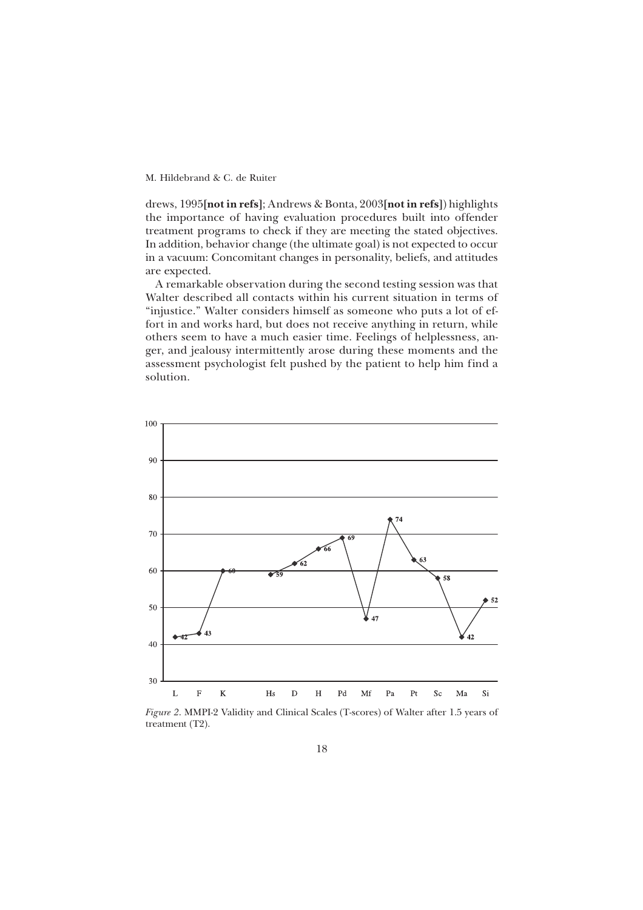drews, 1995**[not in refs]**; Andrews & Bonta, 2003**[not in refs]**) highlights the importance of having evaluation procedures built into offender treatment programs to check if they are meeting the stated objectives. In addition, behavior change (the ultimate goal) is not expected to occur in a vacuum: Concomitant changes in personality, beliefs, and attitudes are expected.

A remarkable observation during the second testing session was that Walter described all contacts within his current situation in terms of "injustice." Walter considers himself as someone who puts a lot of effort in and works hard, but does not receive anything in return, while others seem to have a much easier time. Feelings of helplessness, anger, and jealousy intermittently arose during these moments and the assessment psychologist felt pushed by the patient to help him find a solution.

*Figure 2*. MMPI-2 Validity and Clinical Scales (T-scores) of Walter after 1.5 years of treatment (T2).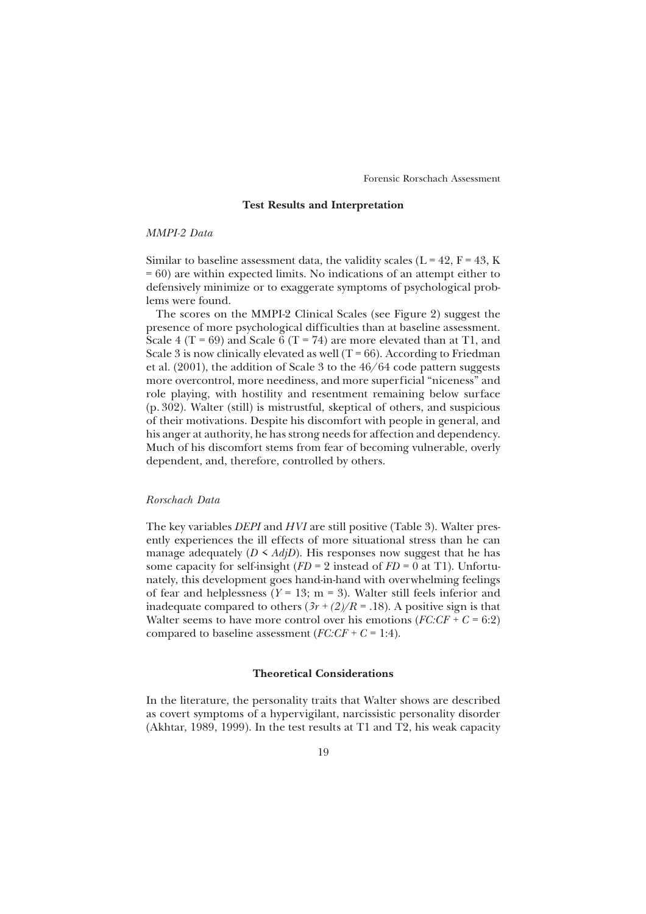## Test Results and Interpretation

### *MMPI-2 Data*

Similar to baseline assessment data, the validity scales (L = 42, F = 43, K = 60) are within expected limits. No indications of an attempt either to defensively minimize or to exaggerate symptoms of psychological problems were found.

The scores on the MMPI-2 Clinical Scales (see Figure 2) suggest the presence of more psychological difficulties than at baseline assessment. Scale 4 (T = 69) and Scale 6 (T = 74) are more elevated than at T1, and Scale 3 is now clinically elevated as well (T = 66). According to Friedman et al. (2001), the addition of Scale 3 to the 46/64 code pattern suggests more overcontrol, more neediness, and more superficial "niceness" and role playing, with hostility and resentment remaining below surface (p. 302). Walter (still) is mistrustful, skeptical of others, and suspicious of their motivations. Despite his discomfort with people in general, and his anger at authority, he has strong needs for affection and dependency. Much of his discomfort stems from fear of becoming vulnerable, overly dependent, and, therefore, controlled by others.

### *Rorschach Data*

The key variables *DEPI* and *HVI* are still positive (Table 3). Walter presently experiences the ill effects of more situational stress than he can manage adequately ($D < AdjD$). His responses now suggest that he has some capacity for self-insight ($FD = 2$ instead of $FD = 0$ at T1). Unfortunately, this development goes hand-in-hand with overwhelming feelings of fear and helplessness ($Y = 13$; m = 3). Walter still feels inferior and inadequate compared to others ($3r + (2)/R = .18$). A positive sign is that Walter seems to have more control over his emotions ($FC{:}CF + C = 6{:}2$) compared to baseline assessment ($FC{:}CF + C = 1{:}4$).

## Theoretical Considerations

In the literature, the personality traits that Walter shows are described as covert symptoms of a hypervigilant, narcissistic personality disorder (Akhtar, 1989, 1999). In the test results at T1 and T2, his weak capacity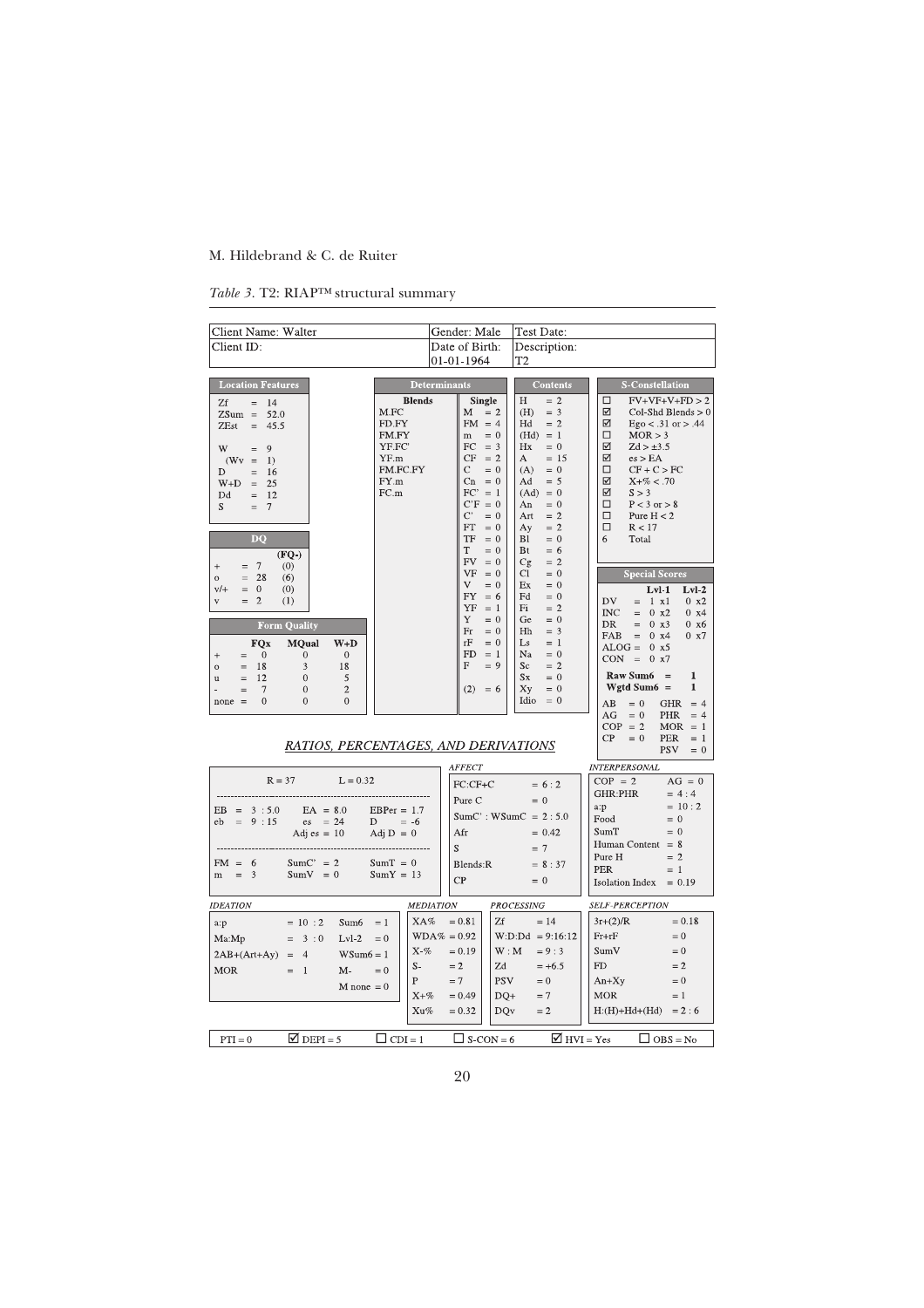*Table 3.* T2: RIAP™ structural summary

| Client Name: Walter | Gender: Male | Test Date: |
|---|---|---|
| Client ID: | Date of Birth: 01-01-1964 | Description: T2 |

**Location Features**

| | |
|---|---|
| Zf | = 14 |
| ZSum | = 52.0 |
| ZEst | = 45.5 |
| W | = 9 |
| (Wv | = 1) |
| D | = 16 |
| W+D | = 25 |
| Dd | = 12 |
| S | = 7 |

**DQ**

| | | (FQ-) |
|---|---|---|
| + | = 7 | (0) |
| o | = 28 | (6) |
| v/+ | = 0 | (0) |
| v | = 2 | (1) |

**Form Quality**

| | FQx | MQual | W+D |
|---|---|---|---|
| + | = 0 | 0 | 0 |
| o | = 18 | 3 | 18 |
| u | = 12 | 0 | 5 |
| - | = 7 | 0 | 2 |
| none | = 0 | 0 | 0 |

**Determinants**

| Blends | Single |
|---|---|
| M.FC | M = 2 |
| FD.FY | FM = 4 |
| FM.FY | m = 0 |
| YF.FC' | FC = 3 |
| YF.m | CF = 2 |
| FM.FC.FY | C = 0 |
| FY.m | Cn = 0 |
| FC.m | FC' = 1 |
| | C'F = 0 |
| | C' = 0 |
| | FT = 0 |
| | TF = 0 |
| | T = 0 |
| | FV = 0 |
| | VF = 0 |
| | V = 0 |
| | FY = 6 |
| | YF = 1 |
| | Y = 0 |
| | Fr = 0 |
| | rF = 0 |
| | FD = 1 |
| | F = 9 |
| | (2) = 6 |

**Contents**

| | |
|---|---|
| H | = 2 |
| (H) | = 3 |
| Hd | = 2 |
| (Hd) | = 1 |
| Hx | = 0 |
| A | = 15 |
| (A) | = 0 |
| Ad | = 5 |
| (Ad) | = 0 |
| An | = 0 |
| Art | = 2 |
| Ay | = 2 |
| Bl | = 0 |
| Bt | = 6 |
| Cg | = 2 |
| Cl | = 0 |
| Ex | = 0 |
| Fd | = 0 |
| Fi | = 2 |
| Ge | = 0 |
| Hh | = 3 |
| Ls | = 1 |
| Na | = 0 |
| Sc | = 2 |
| Sx | = 0 |
| Xy | = 0 |
| Idio | = 0 |

**S-Constellation**

- ☐ FV+VF+V+FD > 2
- ☑ Col-Shd Blends > 0
- ☑ Ego < .31 or > .44
- ☐ MOR > 3
- ☑ Zd > ±3.5
- ☑ es > EA
- ☐ CF + C > FC
- ☑ X+% < .70
- ☑ S > 3
- ☐ P < 3 or > 8
- ☐ Pure H < 2
- ☐ R < 17
- 6 Total

**Special Scores**

| | | Lvl-1 | Lvl-2 |
|---|---|---|---|
| DV | = | 1 x1 | 0 x2 |
| INC | = | 0 x2 | 0 x4 |
| DR | = | 0 x3 | 0 x6 |
| FAB | = | 0 x4 | 0 x7 |
| ALOG | = | 0 x5 | |
| CON | = | 0 x7 | |
| Raw Sum6 | = | 1 | |
| Wgtd Sum6 | = | 1 | |

| | | | |
|---|---|---|---|
| AB = 0 | GHR = 4 | | |
| AG = 0 | PHR = 4 | | |
| COP = 2 | MOR = 1 | | |
| CP = 0 | PER = 1 | | |
| | PSV = 0 | | |

## RATIOS, PERCENTAGES, AND DERIVATIONS

| | | |
|---|---|---|
| R = 37 | L = 0.32 | |
| EB = 3 : 5.0 | EA = 8.0 | EBPer = 1.7 |
| eb = 9 : 15 | es = 24 | D = -6 |
| | Adj es = 10 | Adj D = 0 |
| FM = 6 | SumC' = 2 | SumT = 0 |
| m = 3 | SumV = 0 | SumY = 13 |

*AFFECT*

| | |
|---|---|
| FC:CF+C | = 6 : 2 |
| Pure C | = 0 |
| SumC' : WSumC | = 2 : 5.0 |
| Afr | = 0.42 |
| S | = 7 |
| Blends:R | = 8 : 37 |
| CP | = 0 |

*INTERPERSONAL*

| | |
|---|---|
| COP = 2 | AG = 0 |
| GHR:PHR | = 4 : 4 |
| a:p | = 10 : 2 |
| Food | = 0 |
| SumT | = 0 |
| Human Content | = 8 |
| Pure H | = 2 |
| PER | = 1 |
| Isolation Index | = 0.19 |

*IDEATION*

| | | | |
|---|---|---|---|
| a:p | = 10 : 2 | Sum6 | = 1 |
| Ma:Mp | = 3 : 0 | Lvl-2 | = 0 |
| 2AB+(Art+Ay) | = 4 | WSum6 | = 1 |
| MOR | = 1 | M- | = 0 |
| | | M none | = 0 |

*MEDIATION*

| | |
|---|---|
| XA% | = 0.81 |
| WDA% | = 0.92 |
| X-% | = 0.19 |
| S- | = 2 |
| P | = 7 |
| X+% | = 0.49 |
| Xu% | = 0.32 |

*PROCESSING*

| | |
|---|---|
| Zf | = 14 |
| W:D:Dd | = 9:16:12 |
| W : M | = 9 : 3 |
| Zd | = +6.5 |
| PSV | = 0 |
| DQ+ | = 7 |
| DQv | = 2 |

*SELF-PERCEPTION*

| | |
|---|---|
| 3r+(2)/R | = 0.18 |
| Fr+rF | = 0 |
| SumV | = 0 |
| FD | = 2 |
| An+Xy | = 0 |
| MOR | = 1 |
| H:(H)+Hd+(Hd) | = 2 : 6 |

| PTI = 0 | ☑ DEPI = 5 | ☐ CDI = 1 | ☐ S-CON = 6 | ☑ HVI = Yes | ☐ OBS = No |
|---|---|---|---|---|---|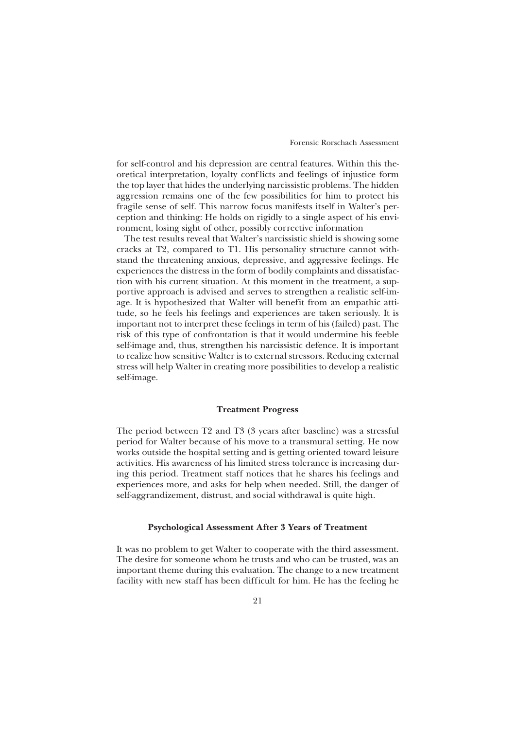for self-control and his depression are central features. Within this theoretical interpretation, loyalty conflicts and feelings of injustice form the top layer that hides the underlying narcissistic problems. The hidden aggression remains one of the few possibilities for him to protect his fragile sense of self. This narrow focus manifests itself in Walter's perception and thinking: He holds on rigidly to a single aspect of his environment, losing sight of other, possibly corrective information

The test results reveal that Walter's narcissistic shield is showing some cracks at T2, compared to T1. His personality structure cannot withstand the threatening anxious, depressive, and aggressive feelings. He experiences the distress in the form of bodily complaints and dissatisfaction with his current situation. At this moment in the treatment, a supportive approach is advised and serves to strengthen a realistic self-image. It is hypothesized that Walter will benefit from an empathic attitude, so he feels his feelings and experiences are taken seriously. It is important not to interpret these feelings in term of his (failed) past. The risk of this type of confrontation is that it would undermine his feeble self-image and, thus, strengthen his narcissistic defence. It is important to realize how sensitive Walter is to external stressors. Reducing external stress will help Walter in creating more possibilities to develop a realistic self-image.

### Treatment Progress

The period between T2 and T3 (3 years after baseline) was a stressful period for Walter because of his move to a transmural setting. He now works outside the hospital setting and is getting oriented toward leisure activities. His awareness of his limited stress tolerance is increasing during this period. Treatment staff notices that he shares his feelings and experiences more, and asks for help when needed. Still, the danger of self-aggrandizement, distrust, and social withdrawal is quite high.

### Psychological Assessment After 3 Years of Treatment

It was no problem to get Walter to cooperate with the third assessment. The desire for someone whom he trusts and who can be trusted, was an important theme during this evaluation. The change to a new treatment facility with new staff has been difficult for him. He has the feeling he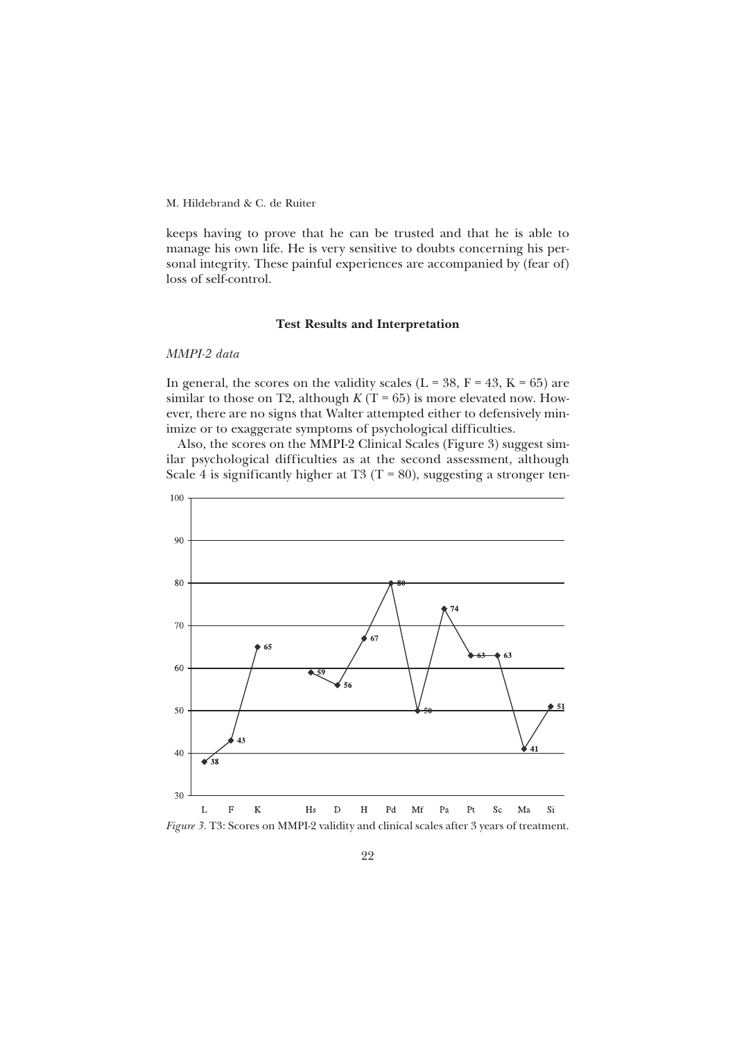keeps having to prove that he can be trusted and that he is able to manage his own life. He is very sensitive to doubts concerning his personal integrity. These painful experiences are accompanied by (fear of) loss of self-control.

### Test Results and Interpretation

#### *MMPI-2 data*

In general, the scores on the validity scales (L = 38, F = 43, K = 65) are similar to those on T2, although *K* (T = 65) is more elevated now. However, there are no signs that Walter attempted either to defensively minimize or to exaggerate symptoms of psychological difficulties.

Also, the scores on the MMPI-2 Clinical Scales (Figure 3) suggest similar psychological difficulties as at the second assessment, although Scale 4 is significantly higher at T3 (T = 80), suggesting a stronger ten-

| L | F | K | Hs | D | H | Pd | Mf | Pa | Pt | Sc | Ma | Si |
|---|---|---|---|---|---|---|---|---|---|---|---|---|
| 38 | 43 | 65 | 59 | 56 | 67 | 80 | 50 | 74 | 63 | 63 | 41 | 51 |

*Figure 3.* T3: Scores on MMPI-2 validity and clinical scales after 3 years of treatment.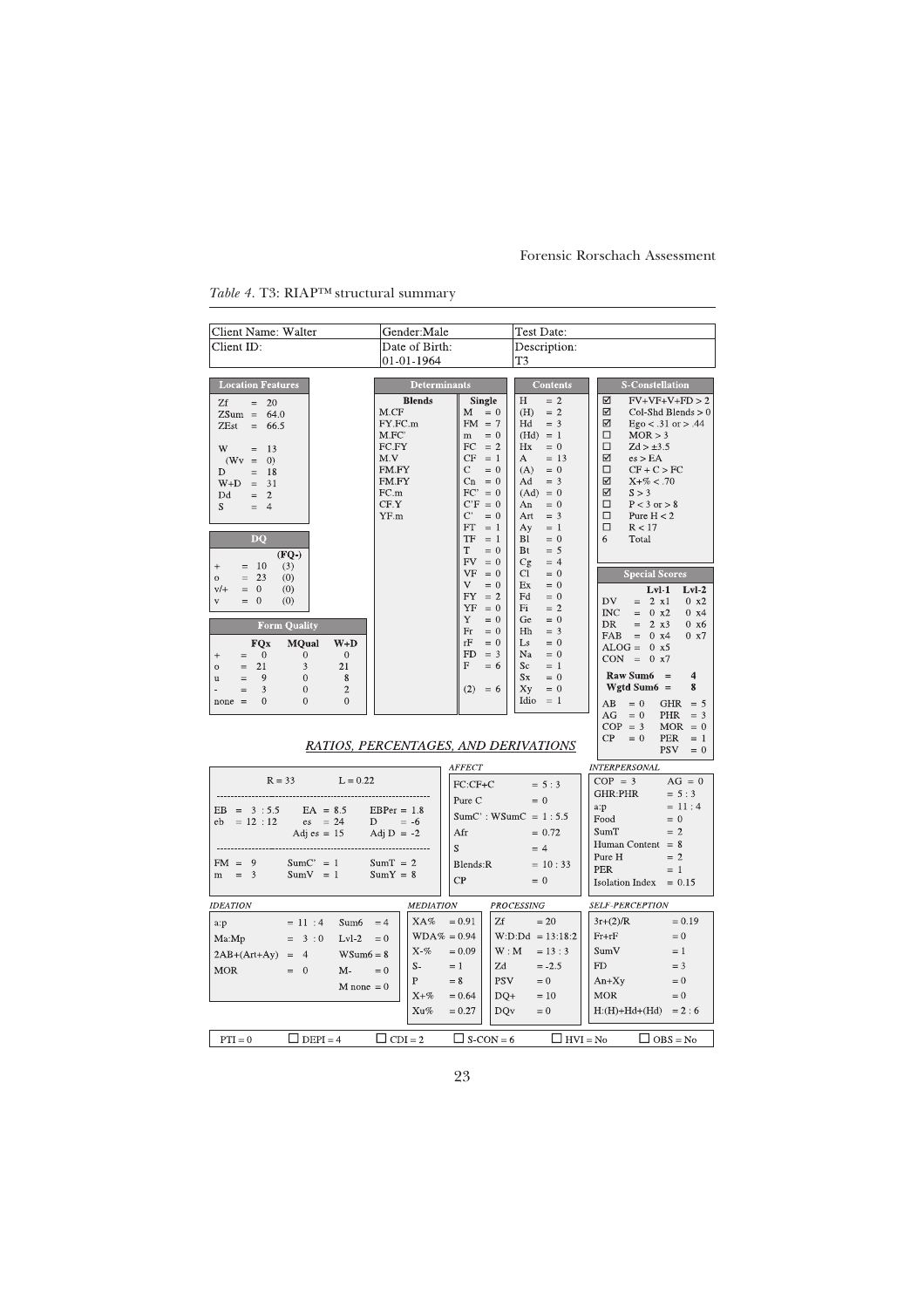*Table 4.* T3: RIAP™ structural summary

| Client Name: Walter | Gender:Male | Test Date: |
|---|---|---|
| Client ID: | Date of Birth: 01-01-1964 | Description: T3 |

**Location Features**

| | |
|---|---|
| Zf | = 20 |
| ZSum | = 64.0 |
| ZEst | = 66.5 |
| W | = 13 |
| (Wv | = 0) |
| D | = 18 |
| W+D | = 31 |
| Dd | = 2 |
| S | = 4 |

**DQ**

| | | (FQ-) |
|---|---|---|
| + | = 10 | (3) |
| o | = 23 | (0) |
| v/+ | = 0 | (0) |
| v | = 0 | (0) |

**Form Quality**

| | FQx | MQual | W+D |
|---|---|---|---|
| + | = 0 | 0 | 0 |
| o | = 21 | 3 | 21 |
| u | = 9 | 0 | 8 |
| - | = 3 | 0 | 2 |
| none | = 0 | 0 | 0 |

**Determinants**

| Blends | Single |
|---|---|
| M.CF | M = 0 |
| FY.FC.m | FM = 7 |
| M.FC' | m = 0 |
| FC.FY | FC = 2 |
| M.V | CF = 1 |
| FM.FY | C = 0 |
| FM.FY | Cn = 0 |
| FC.m | FC' = 0 |
| CF.Y | C'F = 0 |
| YF.m | C' = 0 |
| | FT = 1 |
| | TF = 1 |
| | T = 0 |
| | FV = 0 |
| | VF = 0 |
| | V = 0 |
| | FY = 2 |
| | YF = 0 |
| | Y = 0 |
| | Fr = 0 |
| | rF = 0 |
| | FD = 3 |
| | F = 6 |
| | (2) = 6 |

**Contents**

| | |
|---|---|
| H | = 2 |
| (H) | = 2 |
| Hd | = 3 |
| (Hd) | = 1 |
| Hx | = 0 |
| A | = 13 |
| (A) | = 0 |
| Ad | = 3 |
| (Ad) | = 0 |
| An | = 0 |
| Art | = 3 |
| Ay | = 1 |
| Bl | = 0 |
| Bt | = 5 |
| Cg | = 4 |
| Cl | = 0 |
| Ex | = 0 |
| Fd | = 0 |
| Fi | = 2 |
| Ge | = 0 |
| Hh | = 3 |
| Ls | = 0 |
| Na | = 0 |
| Sc | = 1 |
| Sx | = 0 |
| Xy | = 0 |
| Idio | = 1 |

**S-Constellation**

- ☑ FV+VF+V+FD > 2
- ☑ Col-Shd Blends > 0
- ☑ Ego < .31 or > .44
- ☐ MOR > 3
- ☐ Zd > ±3.5
- ☑ es > EA
- ☐ CF + C > FC
- ☑ X+% < .70
- ☑ S > 3
- ☐ P < 3 or > 8
- ☐ Pure H < 2
- ☐ R < 17
- 6 Total

**Special Scores**

| | | Lvl-1 | Lvl-2 |
|---|---|---|---|
| DV | = | 2 x1 | 0 x2 |
| INC | = | 0 x2 | 0 x4 |
| DR | = | 2 x3 | 0 x6 |
| FAB | = | 0 x4 | 0 x7 |
| ALOG | = | 0 x5 | |
| CON | = | 0 x7 | |
| Raw Sum6 | = | 4 | |
| Wgtd Sum6 | = | 8 | |

| | | | |
|---|---|---|---|
| AB = 0 | GHR = 5 | AG = 0 | PHR = 3 |
| COP = 3 | MOR = 0 | CP = 0 | PER = 1 |
| | PSV = 0 | | |

**RATIOS, PERCENTAGES, AND DERIVATIONS**

| | | |
|---|---|---|
| R = 33 | L = 0.22 | |
| EB = 3 : 5.5 | EA = 8.5 | EBPer = 1.8 |
| eb = 12 : 12 | es = 24 | D = -6 |
| | Adj es = 15 | Adj D = -2 |
| FM = 9 | SumC' = 1 | SumT = 2 |
| m = 3 | SumV = 1 | SumY = 8 |

*AFFECT*

| | |
|---|---|
| FC:CF+C | = 5 : 3 |
| Pure C | = 0 |
| SumC' : WSumC | = 1 : 5.5 |
| Afr | = 0.72 |
| S | = 4 |
| Blends:R | = 10 : 33 |
| CP | = 0 |

*INTERPERSONAL*

| | |
|---|---|
| COP = 3 | AG = 0 |
| GHR:PHR | = 5 : 3 |
| a:p | = 11 : 4 |
| Food | = 0 |
| SumT | = 2 |
| Human Content | = 8 |
| Pure H | = 2 |
| PER | = 1 |
| Isolation Index | = 0.15 |

*IDEATION*

| | | | |
|---|---|---|---|
| a:p | = 11 : 4 | Sum6 | = 4 |
| Ma:Mp | = 3 : 0 | Lvl-2 | = 0 |
| 2AB+(Art+Ay) | = 4 | WSum6 | = 8 |
| MOR | = 0 | M- | = 0 |
| | | M none | = 0 |

*MEDIATION*

| | |
|---|---|
| XA% | = 0.91 |
| WDA% | = 0.94 |
| X-% | = 0.09 |
| S- | = 1 |
| P | = 8 |
| X+% | = 0.64 |
| Xu% | = 0.27 |

*PROCESSING*

| | |
|---|---|
| Zf | = 20 |
| W:D:Dd | = 13:18:2 |
| W : M | = 13 : 3 |
| Zd | = -2.5 |
| PSV | = 0 |
| DQ+ | = 10 |
| DQv | = 0 |

*SELF-PERCEPTION*

| | |
|---|---|
| 3r+(2)/R | = 0.19 |
| Fr+rF | = 0 |
| SumV | = 1 |
| FD | = 3 |
| An+Xy | = 0 |
| MOR | = 0 |
| H:(H)+Hd+(Hd) | = 2 : 6 |

| PTI = 0 | ☐ DEPI = 4 | ☐ CDI = 2 | ☐ S-CON = 6 | ☐ HVI = No | ☐ OBS = No |
|---|---|---|---|---|---|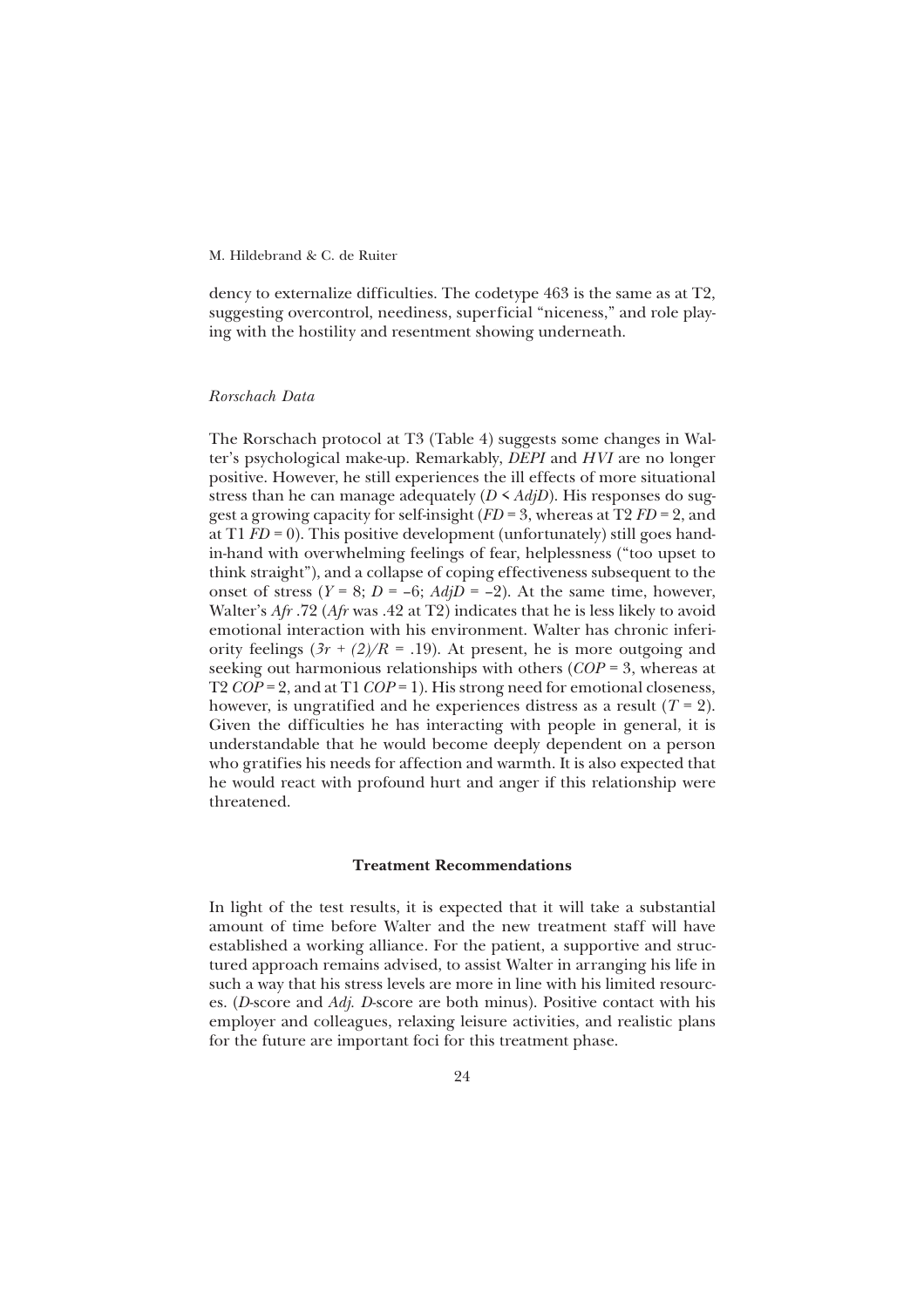dency to externalize difficulties. The codetype 463 is the same as at T2, suggesting overcontrol, neediness, superficial "niceness," and role playing with the hostility and resentment showing underneath.

### *Rorschach Data*

The Rorschach protocol at T3 (Table 4) suggests some changes in Walter's psychological make-up. Remarkably, *DEPI* and *HVI* are no longer positive. However, he still experiences the ill effects of more situational stress than he can manage adequately ($D < AdjD$). His responses do suggest a growing capacity for self-insight ($FD = 3$, whereas at T2 $FD = 2$, and at T1 $FD = 0$). This positive development (unfortunately) still goes hand-in-hand with overwhelming feelings of fear, helplessness ("too upset to think straight"), and a collapse of coping effectiveness subsequent to the onset of stress ($Y = 8$; $D = -6$; $AdjD = -2$). At the same time, however, Walter's *Afr* .72 (*Afr* was .42 at T2) indicates that he is less likely to avoid emotional interaction with his environment. Walter has chronic inferiority feelings ($3r + (2)/R = .19$). At present, he is more outgoing and seeking out harmonious relationships with others ($COP = 3$, whereas at T2 $COP = 2$, and at T1 $COP = 1$). His strong need for emotional closeness, however, is ungratified and he experiences distress as a result ($T = 2$). Given the difficulties he has interacting with people in general, it is understandable that he would become deeply dependent on a person who gratifies his needs for affection and warmth. It is also expected that he would react with profound hurt and anger if this relationship were threatened.

## Treatment Recommendations

In light of the test results, it is expected that it will take a substantial amount of time before Walter and the new treatment staff will have established a working alliance. For the patient, a supportive and structured approach remains advised, to assist Walter in arranging his life in such a way that his stress levels are more in line with his limited resources. (*D*-score and *Adj. D*-score are both minus). Positive contact with his employer and colleagues, relaxing leisure activities, and realistic plans for the future are important foci for this treatment phase.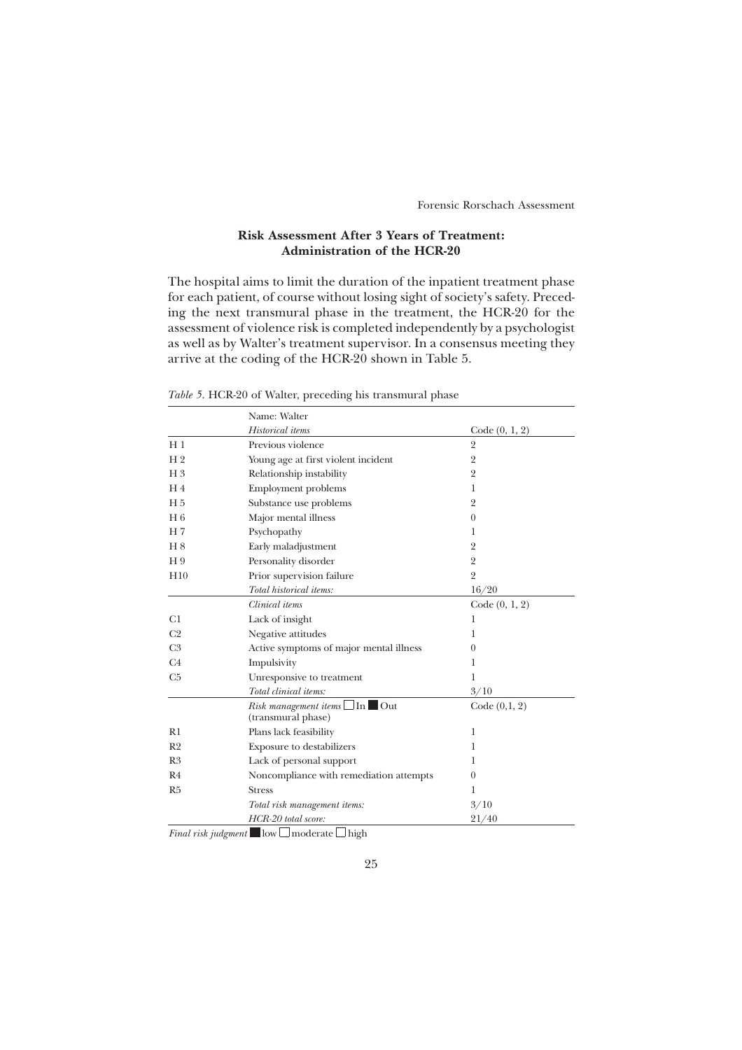### Risk Assessment After 3 Years of Treatment: Administration of the HCR-20

The hospital aims to limit the duration of the inpatient treatment phase for each patient, of course without losing sight of society's safety. Preceding the next transmural phase in the treatment, the HCR-20 for the assessment of violence risk is completed independently by a psychologist as well as by Walter's treatment supervisor. In a consensus meeting they arrive at the coding of the HCR-20 shown in Table 5.

*Table 5.* HCR-20 of Walter, preceding his transmural phase

| | Name: Walter | |
|---|---|---|
| | *Historical items* | Code (0, 1, 2) |
| H 1 | Previous violence | 2 |
| H 2 | Young age at first violent incident | 2 |
| H 3 | Relationship instability | 2 |
| H 4 | Employment problems | 1 |
| H 5 | Substance use problems | 2 |
| H 6 | Major mental illness | 0 |
| H 7 | Psychopathy | 1 |
| H 8 | Early maladjustment | 2 |
| H 9 | Personality disorder | 2 |
| H10 | Prior supervision failure | 2 |
| | *Total historical items:* | 16/20 |
| | *Clinical items* | Code (0, 1, 2) |
| C1 | Lack of insight | 1 |
| C2 | Negative attitudes | 1 |
| C3 | Active symptoms of major mental illness | 0 |
| C4 | Impulsivity | 1 |
| C5 | Unresponsive to treatment | 1 |
| | *Total clinical items:* | 3/10 |
| | *Risk management items* ☐ In ■ Out (transmural phase) | Code (0,1, 2) |
| R1 | Plans lack feasibility | 1 |
| R2 | Exposure to destabilizers | 1 |
| R3 | Lack of personal support | 1 |
| R4 | Noncompliance with remediation attempts | 0 |
| R5 | Stress | 1 |
| | *Total risk management items:* | 3/10 |
| | *HCR-20 total score:* | 21/40 |

*Final risk judgment* ■ low ☐ moderate ☐ high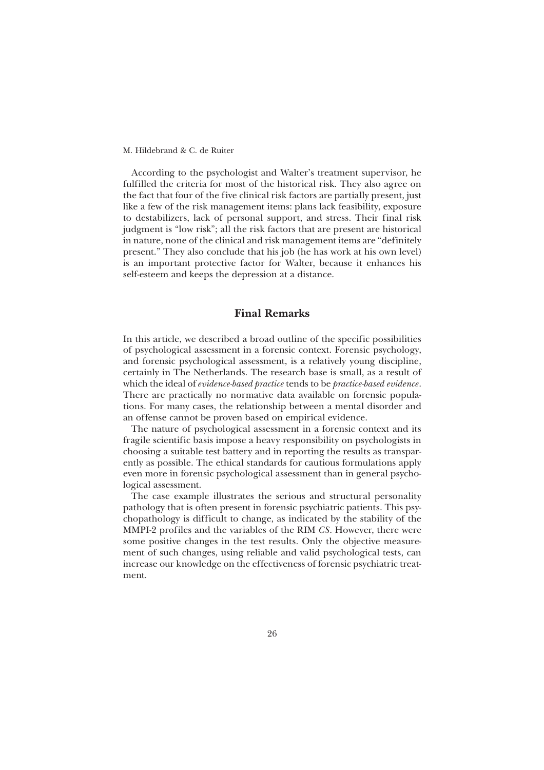According to the psychologist and Walter's treatment supervisor, he fulfilled the criteria for most of the historical risk. They also agree on the fact that four of the five clinical risk factors are partially present, just like a few of the risk management items: plans lack feasibility, exposure to destabilizers, lack of personal support, and stress. Their final risk judgment is "low risk"; all the risk factors that are present are historical in nature, none of the clinical and risk management items are "definitely present." They also conclude that his job (he has work at his own level) is an important protective factor for Walter, because it enhances his self-esteem and keeps the depression at a distance.

## Final Remarks

In this article, we described a broad outline of the specific possibilities of psychological assessment in a forensic context. Forensic psychology, and forensic psychological assessment, is a relatively young discipline, certainly in The Netherlands. The research base is small, as a result of which the ideal of *evidence-based practice* tends to be *practice-based evidence*. There are practically no normative data available on forensic populations. For many cases, the relationship between a mental disorder and an offense cannot be proven based on empirical evidence.

The nature of psychological assessment in a forensic context and its fragile scientific basis impose a heavy responsibility on psychologists in choosing a suitable test battery and in reporting the results as transparently as possible. The ethical standards for cautious formulations apply even more in forensic psychological assessment than in general psychological assessment.

The case example illustrates the serious and structural personality pathology that is often present in forensic psychiatric patients. This psychopathology is difficult to change, as indicated by the stability of the MMPI-2 profiles and the variables of the RIM *CS*. However, there were some positive changes in the test results. Only the objective measurement of such changes, using reliable and valid psychological tests, can increase our knowledge on the effectiveness of forensic psychiatric treatment.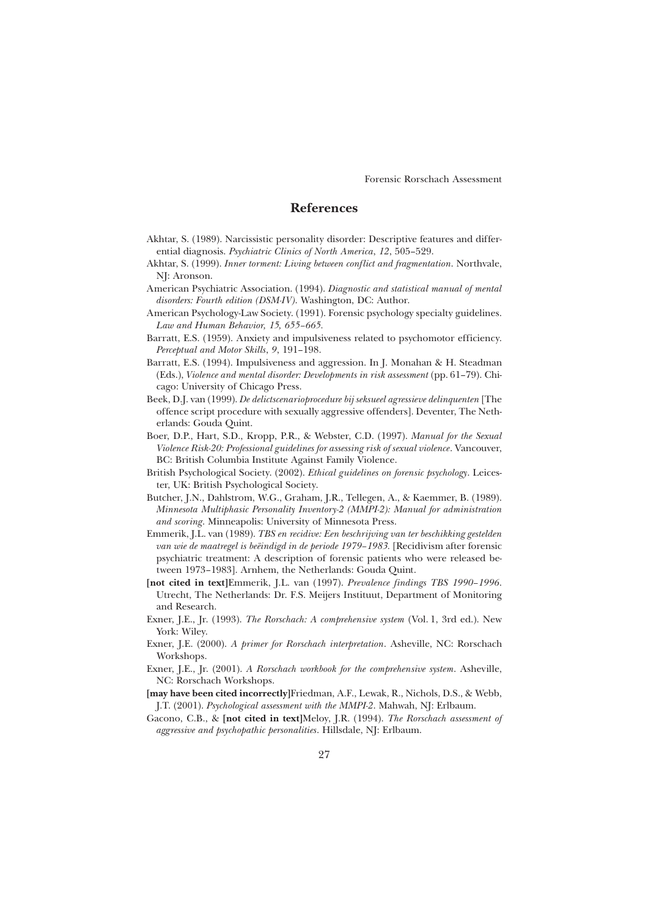## References

Akhtar, S. (1989). Narcissistic personality disorder: Descriptive features and differential diagnosis. *Psychiatric Clinics of North America, 12*, 505–529.

Akhtar, S. (1999). *Inner torment: Living between conflict and fragmentation*. Northvale, NJ: Aronson.

American Psychiatric Association. (1994). *Diagnostic and statistical manual of mental disorders: Fourth edition (DSM-IV)*. Washington, DC: Author.

American Psychology-Law Society. (1991). Forensic psychology specialty guidelines. *Law and Human Behavior, 15, 655–665.*

Barratt, E.S. (1959). Anxiety and impulsiveness related to psychomotor efficiency. *Perceptual and Motor Skills*, *9*, 191–198.

Barratt, E.S. (1994). Impulsiveness and aggression. In J. Monahan & H. Steadman (Eds.), *Violence and mental disorder: Developments in risk assessment* (pp. 61–79). Chicago: University of Chicago Press.

Beek, D.J. van (1999). *De delictscenarioprocedure bij seksueel agressieve delinquenten* [The offence script procedure with sexually aggressive offenders]. Deventer, The Netherlands: Gouda Quint.

Boer, D.P., Hart, S.D., Kropp, P.R., & Webster, C.D. (1997). *Manual for the Sexual Violence Risk-20: Professional guidelines for assessing risk of sexual violence*. Vancouver, BC: British Columbia Institute Against Family Violence.

British Psychological Society. (2002). *Ethical guidelines on forensic psychology*. Leicester, UK: British Psychological Society.

Butcher, J.N., Dahlstrom, W.G., Graham, J.R., Tellegen, A., & Kaemmer, B. (1989). *Minnesota Multiphasic Personality Inventory-2 (MMPI-2): Manual for administration and scoring*. Minneapolis: University of Minnesota Press.

Emmerik, J.L. van (1989). *TBS en recidive: Een beschrijving van ter beschikking gestelden van wie de maatregel is beëindigd in de periode 1979–1983.* [Recidivism after forensic psychiatric treatment: A description of forensic patients who were released between 1973–1983]. Arnhem, the Netherlands: Gouda Quint.

**[not cited in text]**Emmerik, J.L. van (1997). *Prevalence findings TBS 1990–1996*. Utrecht, The Netherlands: Dr. F.S. Meijers Instituut, Department of Monitoring and Research.

Exner, J.E., Jr. (1993). *The Rorschach: A comprehensive system* (Vol. 1, 3rd ed.). New York: Wiley.

Exner, J.E. (2000). *A primer for Rorschach interpretation*. Asheville, NC: Rorschach Workshops.

Exner, J.E., Jr. (2001). *A Rorschach workbook for the comprehensive system*. Asheville, NC: Rorschach Workshops.

**[may have been cited incorrectly]**Friedman, A.F., Lewak, R., Nichols, D.S., & Webb, J.T. (2001). *Psychological assessment with the MMPI-2*. Mahwah, NJ: Erlbaum.

Gacono, C.B., & **[not cited in text]**Meloy, J.R. (1994). *The Rorschach assessment of aggressive and psychopathic personalities*. Hillsdale, NJ: Erlbaum.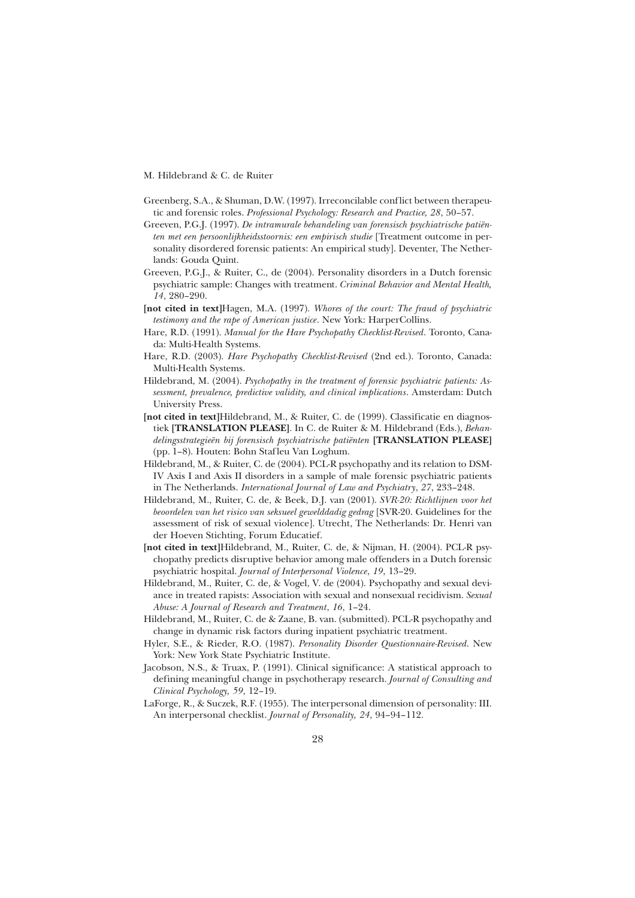Greenberg, S.A., & Shuman, D.W. (1997). Irreconcilable conflict between therapeutic and forensic roles. *Professional Psychology: Research and Practice, 28*, 50–57.

Greeven, P.G.J. (1997). *De intramurale behandeling van forensisch psychiatrische patiënten met een persoonlijkheidsstoornis: een empirisch studie* [Treatment outcome in personality disordered forensic patients: An empirical study]. Deventer, The Netherlands: Gouda Quint.

Greeven, P.G.J., & Ruiter, C., de (2004). Personality disorders in a Dutch forensic psychiatric sample: Changes with treatment. *Criminal Behavior and Mental Health, 14*, 280–290.

**[not cited in text]**Hagen, M.A. (1997). *Whores of the court: The fraud of psychiatric testimony and the rape of American justice*. New York: HarperCollins.

Hare, R.D. (1991). *Manual for the Hare Psychopathy Checklist-Revised*. Toronto, Canada: Multi-Health Systems.

Hare, R.D. (2003). *Hare Psychopathy Checklist-Revised* (2nd ed.). Toronto, Canada: Multi-Health Systems.

Hildebrand, M. (2004). *Psychopathy in the treatment of forensic psychiatric patients: Assessment, prevalence, predictive validity, and clinical implications*. Amsterdam: Dutch University Press.

**[not cited in text]**Hildebrand, M., & Ruiter, C. de (1999). Classificatie en diagnostiek **[TRANSLATION PLEASE]**. In C. de Ruiter & M. Hildebrand (Eds.), *Behandelingsstrategieën bij forensisch psychiatrische patiënten* **[TRANSLATION PLEASE]** (pp. 1–8). Houten: Bohn Stafleu Van Loghum.

Hildebrand, M., & Ruiter, C. de (2004). PCL-R psychopathy and its relation to DSM-IV Axis I and Axis II disorders in a sample of male forensic psychiatric patients in The Netherlands. *International Journal of Law and Psychiatry*, *27*, 233–248.

Hildebrand, M., Ruiter, C. de, & Beek, D.J. van (2001). *SVR-20: Richtlijnen voor het beoordelen van het risico van seksueel gewelddadig gedrag* [SVR-20. Guidelines for the assessment of risk of sexual violence]. Utrecht, The Netherlands: Dr. Henri van der Hoeven Stichting, Forum Educatief.

**[not cited in text]**Hildebrand, M., Ruiter, C. de, & Nijman, H. (2004). PCL-R psychopathy predicts disruptive behavior among male offenders in a Dutch forensic psychiatric hospital. *Journal of Interpersonal Violence*, *19*, 13–29.

Hildebrand, M., Ruiter, C. de, & Vogel, V. de (2004). Psychopathy and sexual deviance in treated rapists: Association with sexual and nonsexual recidivism. *Sexual Abuse: A Journal of Research and Treatment*, *16*, 1–24.

Hildebrand, M., Ruiter, C. de & Zaane, B. van. (submitted). PCL-R psychopathy and change in dynamic risk factors during inpatient psychiatric treatment.

Hyler, S.E., & Rieder, R.O. (1987). *Personality Disorder Questionnaire-Revised*. New York: New York State Psychiatric Institute.

Jacobson, N.S., & Truax, P. (1991). Clinical significance: A statistical approach to defining meaningful change in psychotherapy research. *Journal of Consulting and Clinical Psychology, 59*, 12–19.

LaForge, R., & Suczek, R.F. (1955). The interpersonal dimension of personality: III. An interpersonal checklist. *Journal of Personality, 24*, 94–94–112.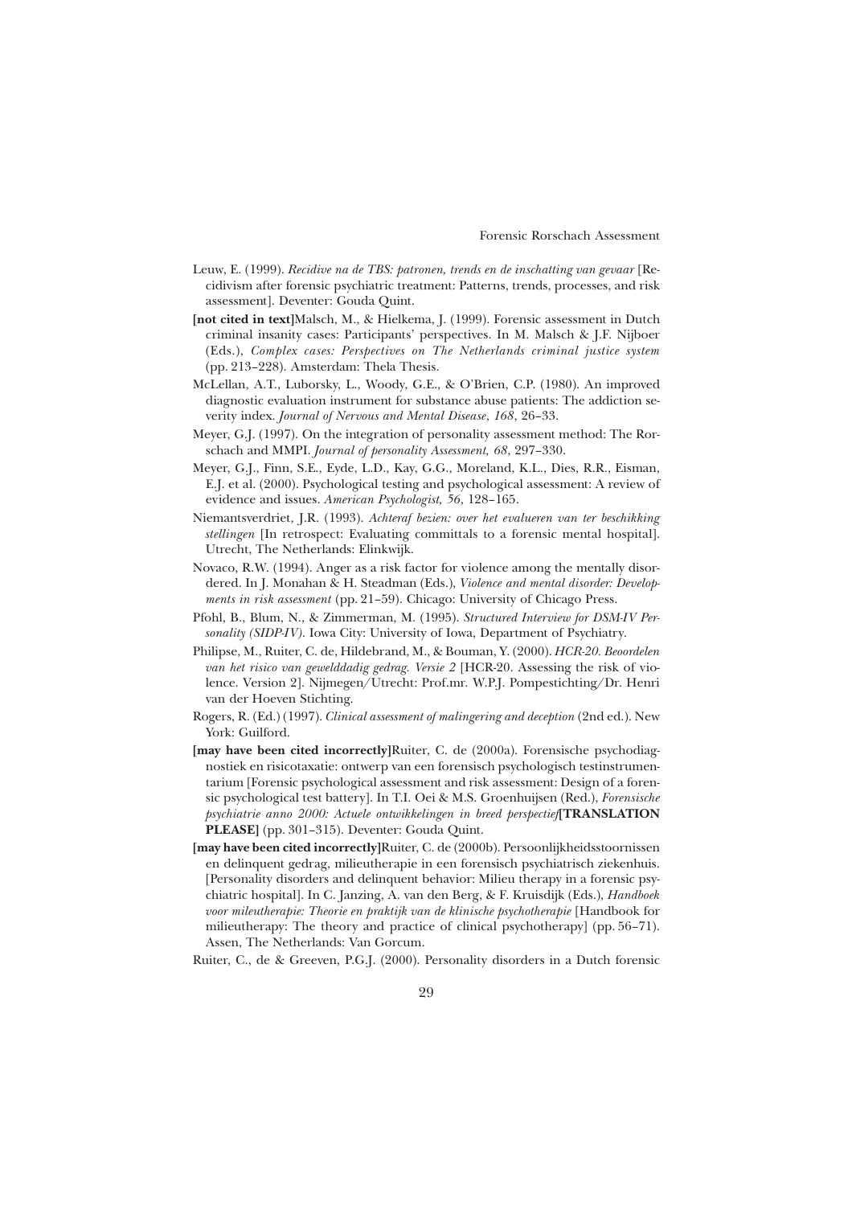Leuw, E. (1999). *Recidive na de TBS: patronen, trends en de inschatting van gevaar* [Recidivism after forensic psychiatric treatment: Patterns, trends, processes, and risk assessment]. Deventer: Gouda Quint.

**[not cited in text]**Malsch, M., & Hielkema, J. (1999). Forensic assessment in Dutch criminal insanity cases: Participants' perspectives. In M. Malsch & J.F. Nijboer (Eds.), *Complex cases: Perspectives on The Netherlands criminal justice system* (pp. 213–228). Amsterdam: Thela Thesis.

McLellan, A.T., Luborsky, L., Woody, G.E., & O'Brien, C.P. (1980). An improved diagnostic evaluation instrument for substance abuse patients: The addiction severity index. *Journal of Nervous and Mental Disease, 168*, 26–33.

Meyer, G.J. (1997). On the integration of personality assessment method: The Rorschach and MMPI. *Journal of personality Assessment, 68*, 297–330.

Meyer, G.J., Finn, S.E., Eyde, L.D., Kay, G.G., Moreland, K.L., Dies, R.R., Eisman, E.J. et al. (2000). Psychological testing and psychological assessment: A review of evidence and issues. *American Psychologist, 56*, 128–165.

Niemantsverdriet, J.R. (1993). *Achteraf bezien: over het evalueren van ter beschikking stellingen* [In retrospect: Evaluating committals to a forensic mental hospital]. Utrecht, The Netherlands: Elinkwijk.

Novaco, R.W. (1994). Anger as a risk factor for violence among the mentally disordered. In J. Monahan & H. Steadman (Eds.), *Violence and mental disorder: Developments in risk assessment* (pp. 21–59). Chicago: University of Chicago Press.

Pfohl, B., Blum, N., & Zimmerman, M. (1995). *Structured Interview for DSM-IV Personality (SIDP-IV)*. Iowa City: University of Iowa, Department of Psychiatry.

Philipse, M., Ruiter, C. de, Hildebrand, M., & Bouman, Y. (2000). *HCR-20. Beoordelen van het risico van gewelddadig gedrag. Versie 2* [HCR-20. Assessing the risk of violence. Version 2]. Nijmegen/Utrecht: Prof.mr. W.P.J. Pompestichting/Dr. Henri van der Hoeven Stichting.

Rogers, R. (Ed.) (1997). *Clinical assessment of malingering and deception* (2nd ed.). New York: Guilford.

**[may have been cited incorrectly]**Ruiter, C. de (2000a). Forensische psychodiagnostiek en risicotaxatie: ontwerp van een forensisch psychologisch testinstrumentarium [Forensic psychological assessment and risk assessment: Design of a forensic psychological test battery]. In T.I. Oei & M.S. Groenhuijsen (Red.), *Forensische psychiatrie anno 2000: Actuele ontwikkelingen in breed perspectief***[TRANSLATION PLEASE]** (pp. 301–315). Deventer: Gouda Quint.

**[may have been cited incorrectly]**Ruiter, C. de (2000b). Persoonlijkheidsstoornissen en delinquent gedrag, milieutherapie in een forensisch psychiatrisch ziekenhuis. [Personality disorders and delinquent behavior: Milieu therapy in a forensic psychiatric hospital]. In C. Janzing, A. van den Berg, & F. Kruisdijk (Eds.), *Handboek voor mileutherapie: Theorie en praktijk van de klinische psychotherapie* [Handbook for milieutherapy: The theory and practice of clinical psychotherapy] (pp. 56–71). Assen, The Netherlands: Van Gorcum.

Ruiter, C., de & Greeven, P.G.J. (2000). Personality disorders in a Dutch forensic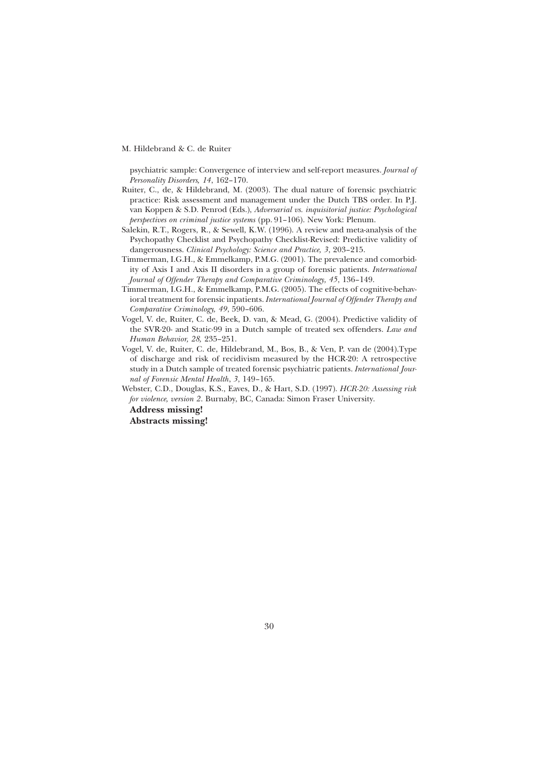psychiatric sample: Convergence of interview and self-report measures. *Journal of Personality Disorders, 14*, 162–170.

Ruiter, C., de, & Hildebrand, M. (2003). The dual nature of forensic psychiatric practice: Risk assessment and management under the Dutch TBS order. In P.J. van Koppen & S.D. Penrod (Eds.), *Adversarial vs. inquisitorial justice: Psychological perspectives on criminal justice systems* (pp. 91–106). New York: Plenum.

Salekin, R.T., Rogers, R., & Sewell, K.W. (1996). A review and meta-analysis of the Psychopathy Checklist and Psychopathy Checklist-Revised: Predictive validity of dangerousness. *Clinical Psychology: Science and Practice, 3*, 203–215.

Timmerman, I.G.H., & Emmelkamp, P.M.G. (2001). The prevalence and comorbidity of Axis I and Axis II disorders in a group of forensic patients. *International Journal of Offender Therapy and Comparative Criminology, 45*, 136–149.

Timmerman, I.G.H., & Emmelkamp, P.M.G. (2005). The effects of cognitive-behavioral treatment for forensic inpatients. *International Journal of Offender Therapy and Comparative Criminology, 49*, 590–606.

Vogel, V. de, Ruiter, C. de, Beek, D. van, & Mead, G. (2004). Predictive validity of the SVR-20- and Static-99 in a Dutch sample of treated sex offenders. *Law and Human Behavior, 28*, 235–251.

Vogel, V. de, Ruiter, C. de, Hildebrand, M., Bos, B., & Ven, P. van de (2004).Type of discharge and risk of recidivism measured by the HCR-20: A retrospective study in a Dutch sample of treated forensic psychiatric patients. *International Journal of Forensic Mental Health, 3*, 149–165.

Webster, C.D., Douglas, K.S., Eaves, D., & Hart, S.D. (1997). *HCR-20: Assessing risk for violence, version 2*. Burnaby, BC, Canada: Simon Fraser University.

**Address missing!**

**Abstracts missing!**